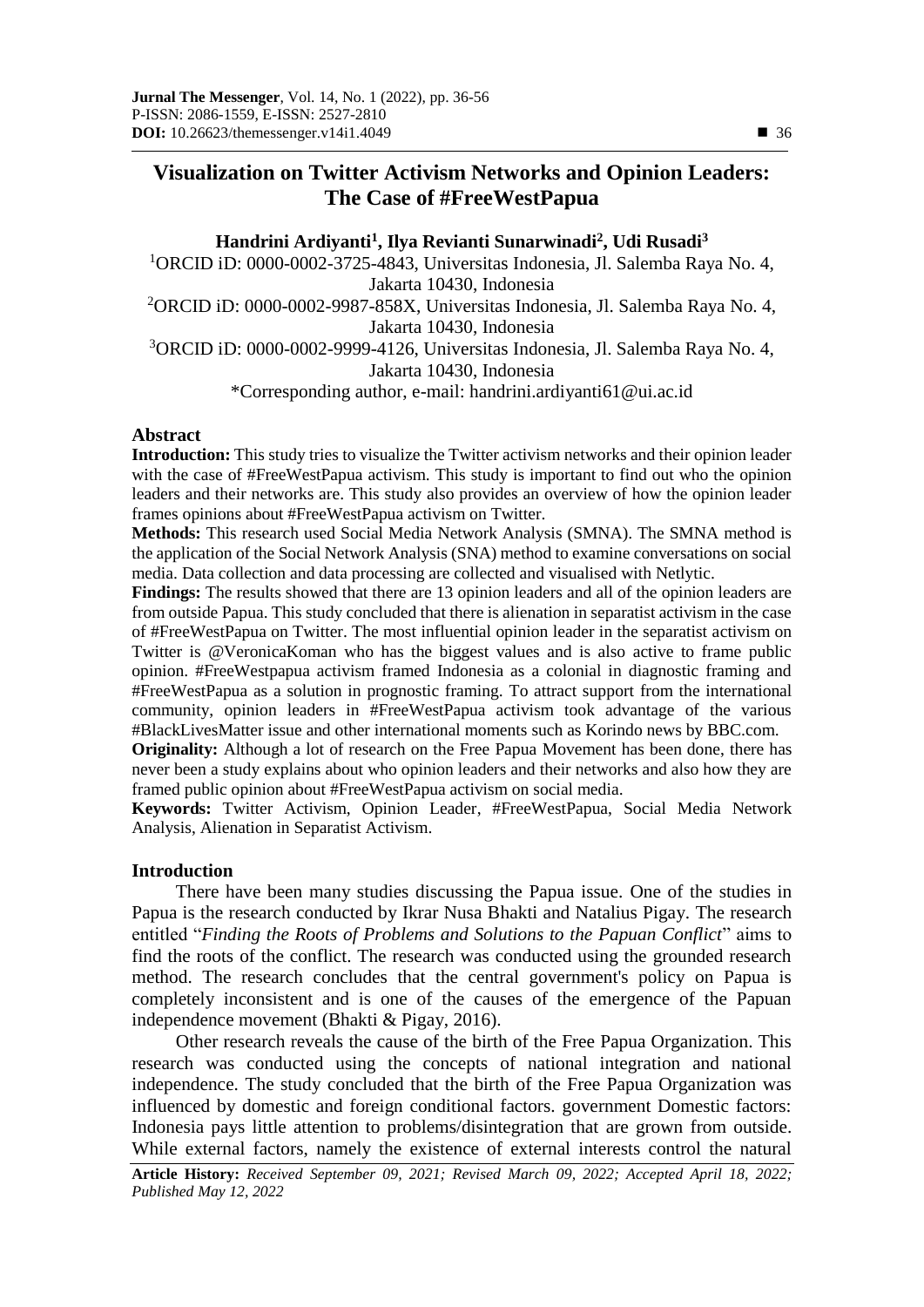# Visualization on Twitter Activism Networks and Opinion Leaders: The Case of #FreeWestPapua

**Handrini Ardiyanti[1], Ilya Revianti Sunarwinadi[2], Udi Rusadi[3]**

[1]ORCID iD: 0000-0002-3725-4843, Universitas Indonesia, Jl. Salemba Raya No. 4, Jakarta 10430, Indonesia

[2]ORCID iD: 0000-0002-9987-858X, Universitas Indonesia, Jl. Salemba Raya No. 4, Jakarta 10430, Indonesia

[3]ORCID iD: 0000-0002-9999-4126, Universitas Indonesia, Jl. Salemba Raya No. 4, Jakarta 10430, Indonesia

*Corresponding author, e-mail: handrini.ardiyanti61@ui.ac.id

## Abstract

**Introduction:** This study tries to visualize the Twitter activism networks and their opinion leader with the case of #FreeWestPapua activism. This study is important to find out who the opinion leaders and their networks are. This study also provides an overview of how the opinion leader frames opinions about #FreeWestPapua activism on Twitter.

**Methods:** This research used Social Media Network Analysis (SMNA). The SMNA method is the application of the Social Network Analysis (SNA) method to examine conversations on social media. Data collection and data processing are collected and visualised with Netlytic.

**Findings:** The results showed that there are 13 opinion leaders and all of the opinion leaders are from outside Papua. This study concluded that there is alienation in separatist activism in the case of #FreeWestPapua on Twitter. The most influential opinion leader in the separatist activism on Twitter is @VeronicaKoman who has the biggest values and is also active to frame public opinion. #FreeWestpapua activism framed Indonesia as a colonial in diagnostic framing and #FreeWestPapua as a solution in prognostic framing. To attract support from the international community, opinion leaders in #FreeWestPapua activism took advantage of the various #BlackLivesMatter issue and other international moments such as Korindo news by BBC.com.

**Originality:** Although a lot of research on the Free Papua Movement has been done, there has never been a study explains about who opinion leaders and their networks and also how they are framed public opinion about #FreeWestPapua activism on social media.

**Keywords:** Twitter Activism, Opinion Leader, #FreeWestPapua, Social Media Network Analysis, Alienation in Separatist Activism.

## Introduction

There have been many studies discussing the Papua issue. One of the studies in Papua is the research conducted by Ikrar Nusa Bhakti and Natalius Pigay. The research entitled "*Finding the Roots of Problems and Solutions to the Papuan Conflict*" aims to find the roots of the conflict. The research was conducted using the grounded research method. The research concludes that the central government's policy on Papua is completely inconsistent and is one of the causes of the emergence of the Papuan independence movement (Bhakti & Pigay, 2016).

Other research reveals the cause of the birth of the Free Papua Organization. This research was conducted using the concepts of national integration and national independence. The study concluded that the birth of the Free Papua Organization was influenced by domestic and foreign conditional factors. government Domestic factors: Indonesia pays little attention to problems/disintegration that are grown from outside. While external factors, namely the existence of external interests control the natural

**Article History:** *Received September 09, 2021; Revised March 09, 2022; Accepted April 18, 2022; Published May 12, 2022*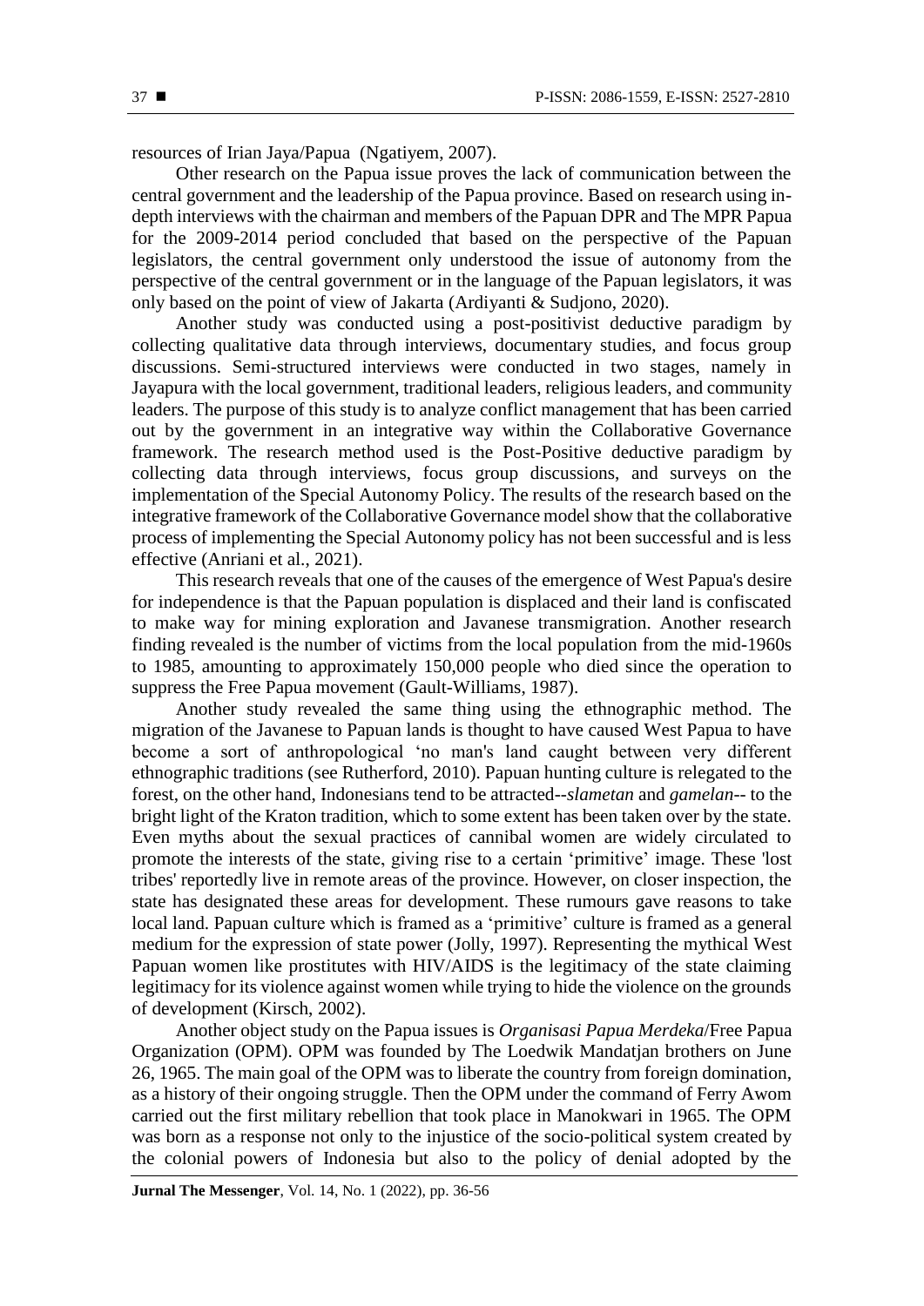resources of Irian Jaya/Papua (Ngatiyem, 2007).

Other research on the Papua issue proves the lack of communication between the central government and the leadership of the Papua province. Based on research using in-depth interviews with the chairman and members of the Papuan DPR and The MPR Papua for the 2009-2014 period concluded that based on the perspective of the Papuan legislators, the central government only understood the issue of autonomy from the perspective of the central government or in the language of the Papuan legislators, it was only based on the point of view of Jakarta (Ardiyanti & Sudjono, 2020).

Another study was conducted using a post-positivist deductive paradigm by collecting qualitative data through interviews, documentary studies, and focus group discussions. Semi-structured interviews were conducted in two stages, namely in Jayapura with the local government, traditional leaders, religious leaders, and community leaders. The purpose of this study is to analyze conflict management that has been carried out by the government in an integrative way within the Collaborative Governance framework. The research method used is the Post-Positive deductive paradigm by collecting data through interviews, focus group discussions, and surveys on the implementation of the Special Autonomy Policy. The results of the research based on the integrative framework of the Collaborative Governance model show that the collaborative process of implementing the Special Autonomy policy has not been successful and is less effective (Anriani et al., 2021).

This research reveals that one of the causes of the emergence of West Papua's desire for independence is that the Papuan population is displaced and their land is confiscated to make way for mining exploration and Javanese transmigration. Another research finding revealed is the number of victims from the local population from the mid-1960s to 1985, amounting to approximately 150,000 people who died since the operation to suppress the Free Papua movement (Gault-Williams, 1987).

Another study revealed the same thing using the ethnographic method. The migration of the Javanese to Papuan lands is thought to have caused West Papua to have become a sort of anthropological 'no man's land caught between very different ethnographic traditions (see Rutherford, 2010). Papuan hunting culture is relegated to the forest, on the other hand, Indonesians tend to be attracted--*slametan* and *gamelan*-- to the bright light of the Kraton tradition, which to some extent has been taken over by the state. Even myths about the sexual practices of cannibal women are widely circulated to promote the interests of the state, giving rise to a certain 'primitive' image. These 'lost tribes' reportedly live in remote areas of the province. However, on closer inspection, the state has designated these areas for development. These rumours gave reasons to take local land. Papuan culture which is framed as a 'primitive' culture is framed as a general medium for the expression of state power (Jolly, 1997). Representing the mythical West Papuan women like prostitutes with HIV/AIDS is the legitimacy of the state claiming legitimacy for its violence against women while trying to hide the violence on the grounds of development (Kirsch, 2002).

Another object study on the Papua issues is *Organisasi Papua Merdeka*/Free Papua Organization (OPM). OPM was founded by The Loedwik Mandatjan brothers on June 26, 1965. The main goal of the OPM was to liberate the country from foreign domination, as a history of their ongoing struggle. Then the OPM under the command of Ferry Awom carried out the first military rebellion that took place in Manokwari in 1965. The OPM was born as a response not only to the injustice of the socio-political system created by the colonial powers of Indonesia but also to the policy of denial adopted by the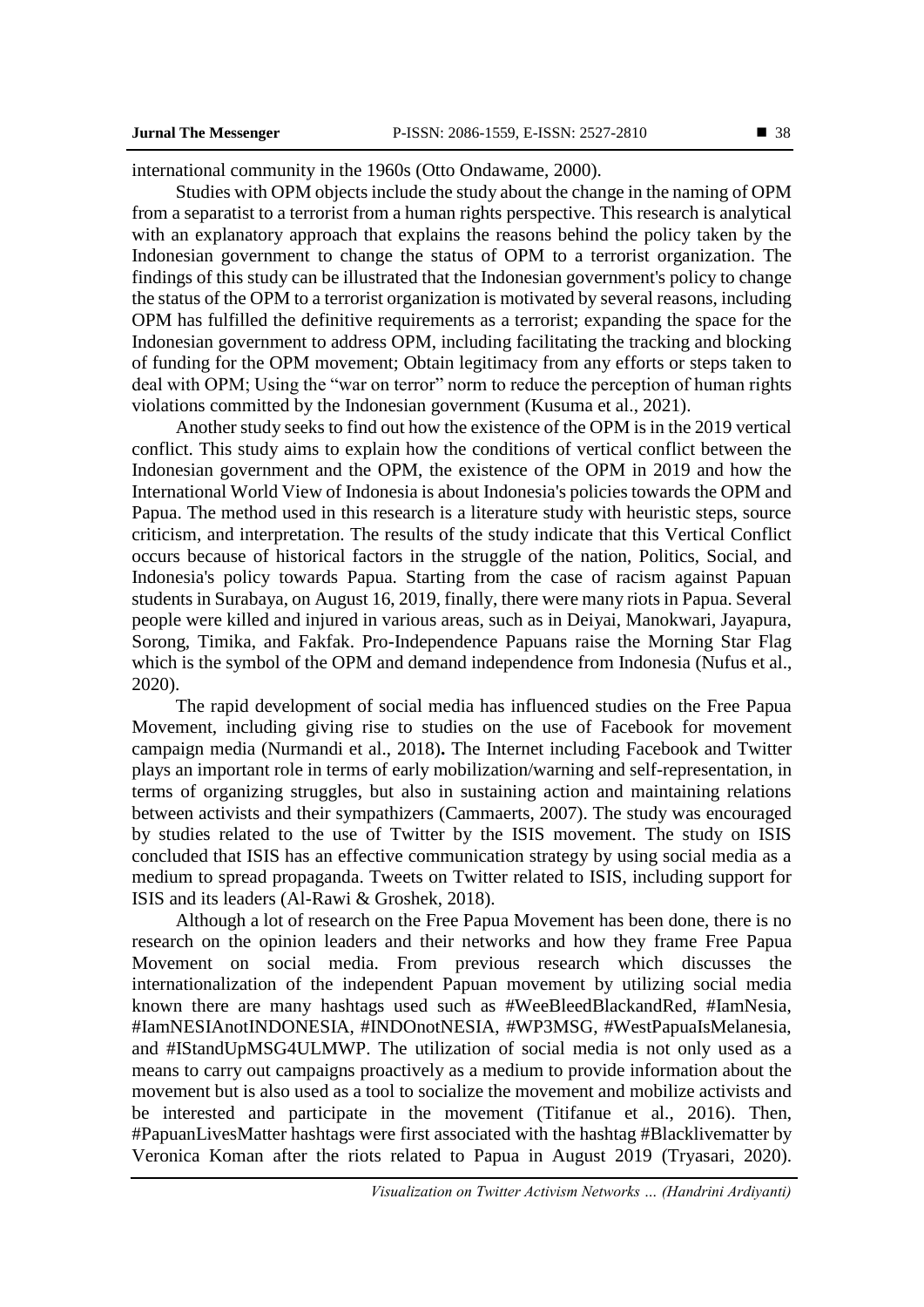international community in the 1960s (Otto Ondawame, 2000).

Studies with OPM objects include the study about the change in the naming of OPM from a separatist to a terrorist from a human rights perspective. This research is analytical with an explanatory approach that explains the reasons behind the policy taken by the Indonesian government to change the status of OPM to a terrorist organization. The findings of this study can be illustrated that the Indonesian government's policy to change the status of the OPM to a terrorist organization is motivated by several reasons, including OPM has fulfilled the definitive requirements as a terrorist; expanding the space for the Indonesian government to address OPM, including facilitating the tracking and blocking of funding for the OPM movement; Obtain legitimacy from any efforts or steps taken to deal with OPM; Using the "war on terror" norm to reduce the perception of human rights violations committed by the Indonesian government (Kusuma et al., 2021).

Another study seeks to find out how the existence of the OPM is in the 2019 vertical conflict. This study aims to explain how the conditions of vertical conflict between the Indonesian government and the OPM, the existence of the OPM in 2019 and how the International World View of Indonesia is about Indonesia's policies towards the OPM and Papua. The method used in this research is a literature study with heuristic steps, source criticism, and interpretation. The results of the study indicate that this Vertical Conflict occurs because of historical factors in the struggle of the nation, Politics, Social, and Indonesia's policy towards Papua. Starting from the case of racism against Papuan students in Surabaya, on August 16, 2019, finally, there were many riots in Papua. Several people were killed and injured in various areas, such as in Deiyai, Manokwari, Jayapura, Sorong, Timika, and Fakfak. Pro-Independence Papuans raise the Morning Star Flag which is the symbol of the OPM and demand independence from Indonesia (Nufus et al., 2020).

The rapid development of social media has influenced studies on the Free Papua Movement, including giving rise to studies on the use of Facebook for movement campaign media (Nurmandi et al., 2018)**.** The Internet including Facebook and Twitter plays an important role in terms of early mobilization/warning and self-representation, in terms of organizing struggles, but also in sustaining action and maintaining relations between activists and their sympathizers (Cammaerts, 2007). The study was encouraged by studies related to the use of Twitter by the ISIS movement. The study on ISIS concluded that ISIS has an effective communication strategy by using social media as a medium to spread propaganda. Tweets on Twitter related to ISIS, including support for ISIS and its leaders (Al-Rawi & Groshek, 2018).

Although a lot of research on the Free Papua Movement has been done, there is no research on the opinion leaders and their networks and how they frame Free Papua Movement on social media. From previous research which discusses the internationalization of the independent Papuan movement by utilizing social media known there are many hashtags used such as #WeeBleedBlackandRed, #IamNesia, #IamNESIAnotINDONESIA, #INDOnotNESIA, #WP3MSG, #WestPapuaIsMelanesia, and #IStandUpMSG4ULMWP. The utilization of social media is not only used as a means to carry out campaigns proactively as a medium to provide information about the movement but is also used as a tool to socialize the movement and mobilize activists and be interested and participate in the movement (Titifanue et al., 2016). Then, #PapuanLivesMatter hashtags were first associated with the hashtag #Blacklivematter by Veronica Koman after the riots related to Papua in August 2019 (Tryasari, 2020).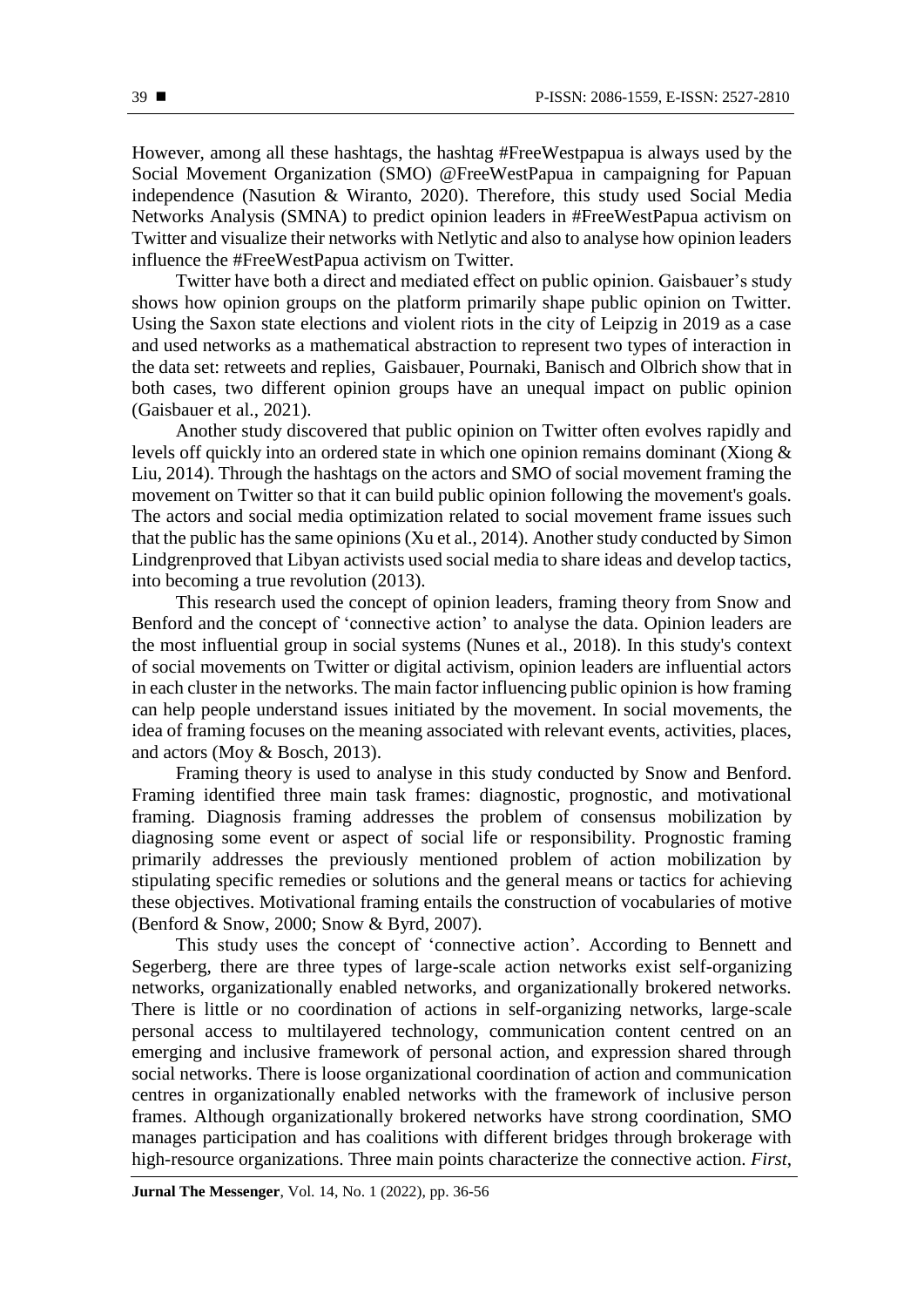However, among all these hashtags, the hashtag #FreeWestpapua is always used by the Social Movement Organization (SMO) @FreeWestPapua in campaigning for Papuan independence (Nasution & Wiranto, 2020). Therefore, this study used Social Media Networks Analysis (SMNA) to predict opinion leaders in #FreeWestPapua activism on Twitter and visualize their networks with Netlytic and also to analyse how opinion leaders influence the #FreeWestPapua activism on Twitter.

Twitter have both a direct and mediated effect on public opinion. Gaisbauer's study shows how opinion groups on the platform primarily shape public opinion on Twitter. Using the Saxon state elections and violent riots in the city of Leipzig in 2019 as a case and used networks as a mathematical abstraction to represent two types of interaction in the data set: retweets and replies, Gaisbauer, Pournaki, Banisch and Olbrich show that in both cases, two different opinion groups have an unequal impact on public opinion (Gaisbauer et al., 2021).

Another study discovered that public opinion on Twitter often evolves rapidly and levels off quickly into an ordered state in which one opinion remains dominant (Xiong & Liu, 2014). Through the hashtags on the actors and SMO of social movement framing the movement on Twitter so that it can build public opinion following the movement's goals. The actors and social media optimization related to social movement frame issues such that the public has the same opinions (Xu et al., 2014). Another study conducted by Simon Lindgrenproved that Libyan activists used social media to share ideas and develop tactics, into becoming a true revolution (2013).

This research used the concept of opinion leaders, framing theory from Snow and Benford and the concept of 'connective action' to analyse the data. Opinion leaders are the most influential group in social systems (Nunes et al., 2018). In this study's context of social movements on Twitter or digital activism, opinion leaders are influential actors in each cluster in the networks. The main factor influencing public opinion is how framing can help people understand issues initiated by the movement. In social movements, the idea of framing focuses on the meaning associated with relevant events, activities, places, and actors (Moy & Bosch, 2013).

Framing theory is used to analyse in this study conducted by Snow and Benford. Framing identified three main task frames: diagnostic, prognostic, and motivational framing. Diagnosis framing addresses the problem of consensus mobilization by diagnosing some event or aspect of social life or responsibility. Prognostic framing primarily addresses the previously mentioned problem of action mobilization by stipulating specific remedies or solutions and the general means or tactics for achieving these objectives. Motivational framing entails the construction of vocabularies of motive (Benford & Snow, 2000; Snow & Byrd, 2007).

This study uses the concept of 'connective action'. According to Bennett and Segerberg, there are three types of large-scale action networks exist self-organizing networks, organizationally enabled networks, and organizationally brokered networks. There is little or no coordination of actions in self-organizing networks, large-scale personal access to multilayered technology, communication content centred on an emerging and inclusive framework of personal action, and expression shared through social networks. There is loose organizational coordination of action and communication centres in organizationally enabled networks with the framework of inclusive person frames. Although organizationally brokered networks have strong coordination, SMO manages participation and has coalitions with different bridges through brokerage with high-resource organizations. Three main points characterize the connective action. *First*,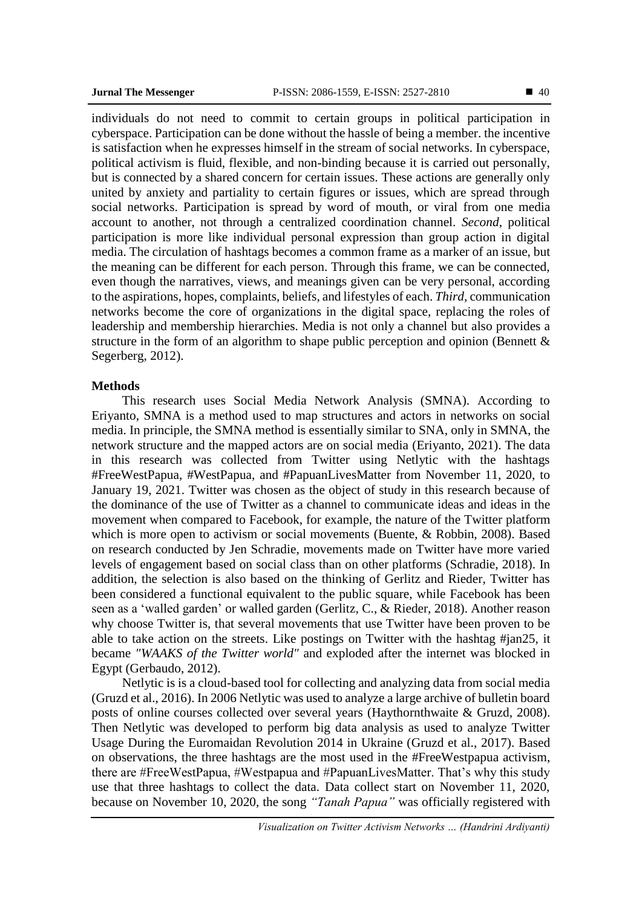individuals do not need to commit to certain groups in political participation in cyberspace. Participation can be done without the hassle of being a member. the incentive is satisfaction when he expresses himself in the stream of social networks. In cyberspace, political activism is fluid, flexible, and non-binding because it is carried out personally, but is connected by a shared concern for certain issues. These actions are generally only united by anxiety and partiality to certain figures or issues, which are spread through social networks. Participation is spread by word of mouth, or viral from one media account to another, not through a centralized coordination channel. *Second*, political participation is more like individual personal expression than group action in digital media. The circulation of hashtags becomes a common frame as a marker of an issue, but the meaning can be different for each person. Through this frame, we can be connected, even though the narratives, views, and meanings given can be very personal, according to the aspirations, hopes, complaints, beliefs, and lifestyles of each. *Third*, communication networks become the core of organizations in the digital space, replacing the roles of leadership and membership hierarchies. Media is not only a channel but also provides a structure in the form of an algorithm to shape public perception and opinion (Bennett & Segerberg, 2012).

## Methods

This research uses Social Media Network Analysis (SMNA). According to Eriyanto, SMNA is a method used to map structures and actors in networks on social media. In principle, the SMNA method is essentially similar to SNA, only in SMNA, the network structure and the mapped actors are on social media (Eriyanto, 2021). The data in this research was collected from Twitter using Netlytic with the hashtags #FreeWestPapua, #WestPapua, and #PapuanLivesMatter from November 11, 2020, to January 19, 2021. Twitter was chosen as the object of study in this research because of the dominance of the use of Twitter as a channel to communicate ideas and ideas in the movement when compared to Facebook, for example, the nature of the Twitter platform which is more open to activism or social movements (Buente, & Robbin, 2008). Based on research conducted by Jen Schradie, movements made on Twitter have more varied levels of engagement based on social class than on other platforms (Schradie, 2018). In addition, the selection is also based on the thinking of Gerlitz and Rieder, Twitter has been considered a functional equivalent to the public square, while Facebook has been seen as a 'walled garden' or walled garden (Gerlitz, C., & Rieder, 2018). Another reason why choose Twitter is, that several movements that use Twitter have been proven to be able to take action on the streets. Like postings on Twitter with the hashtag #jan25, it became *"WAAKS of the Twitter world"* and exploded after the internet was blocked in Egypt (Gerbaudo, 2012).

Netlytic is is a cloud-based tool for collecting and analyzing data from social media (Gruzd et al., 2016). In 2006 Netlytic was used to analyze a large archive of bulletin board posts of online courses collected over several years (Haythornthwaite & Gruzd, 2008). Then Netlytic was developed to perform big data analysis as used to analyze Twitter Usage During the Euromaidan Revolution 2014 in Ukraine (Gruzd et al., 2017). Based on observations, the three hashtags are the most used in the #FreeWestpapua activism, there are #FreeWestPapua, #Westpapua and #PapuanLivesMatter. That's why this study use that three hashtags to collect the data. Data collect start on November 11, 2020, because on November 10, 2020, the song *"Tanah Papua"* was officially registered with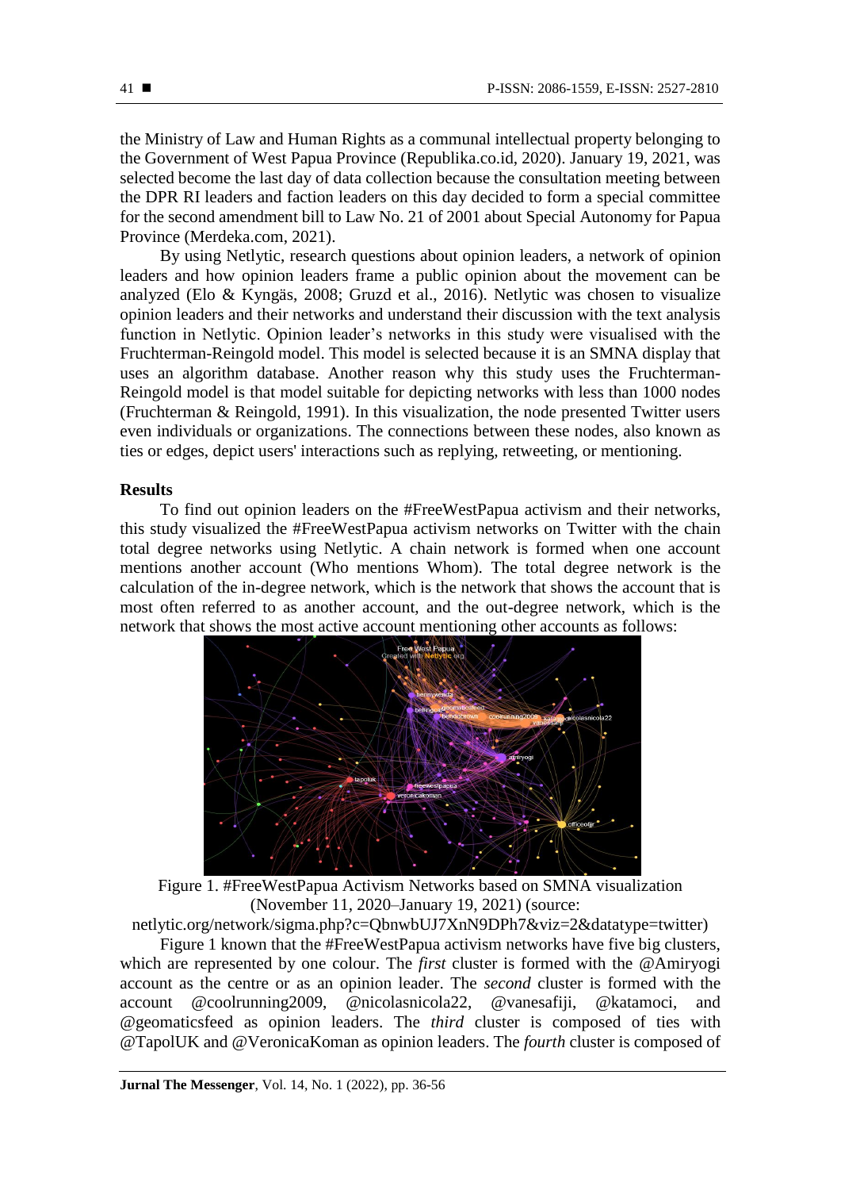the Ministry of Law and Human Rights as a communal intellectual property belonging to the Government of West Papua Province (Republika.co.id, 2020). January 19, 2021, was selected become the last day of data collection because the consultation meeting between the DPR RI leaders and faction leaders on this day decided to form a special committee for the second amendment bill to Law No. 21 of 2001 about Special Autonomy for Papua Province (Merdeka.com, 2021).

By using Netlytic, research questions about opinion leaders, a network of opinion leaders and how opinion leaders frame a public opinion about the movement can be analyzed (Elo & Kyngäs, 2008; Gruzd et al., 2016). Netlytic was chosen to visualize opinion leaders and their networks and understand their discussion with the text analysis function in Netlytic. Opinion leader's networks in this study were visualised with the Fruchterman-Reingold model. This model is selected because it is an SMNA display that uses an algorithm database. Another reason why this study uses the Fruchterman-Reingold model is that model suitable for depicting networks with less than 1000 nodes (Fruchterman & Reingold, 1991). In this visualization, the node presented Twitter users even individuals or organizations. The connections between these nodes, also known as ties or edges, depict users' interactions such as replying, retweeting, or mentioning.

## Results

To find out opinion leaders on the #FreeWestPapua activism and their networks, this study visualized the #FreeWestPapua activism networks on Twitter with the chain total degree networks using Netlytic. A chain network is formed when one account mentions another account (Who mentions Whom). The total degree network is the calculation of the in-degree network, which is the network that shows the account that is most often referred to as another account, and the out-degree network, which is the network that shows the most active account mentioning other accounts as follows:

Figure 1. #FreeWestPapua Activism Networks based on SMNA visualization (November 11, 2020–January 19, 2021) (source: netlytic.org/network/sigma.php?c=QbnwbUJ7XnN9DPh7&viz=2&datatype=twitter)

Figure 1 known that the #FreeWestPapua activism networks have five big clusters, which are represented by one colour. The *first* cluster is formed with the @Amiryogi account as the centre or as an opinion leader. The *second* cluster is formed with the account @coolrunning2009, @nicolasnicola22, @vanesafiji, @katamoci, and @geomaticsfeed as opinion leaders. The *third* cluster is composed of ties with @TapolUK and @VeronicaKoman as opinion leaders. The *fourth* cluster is composed of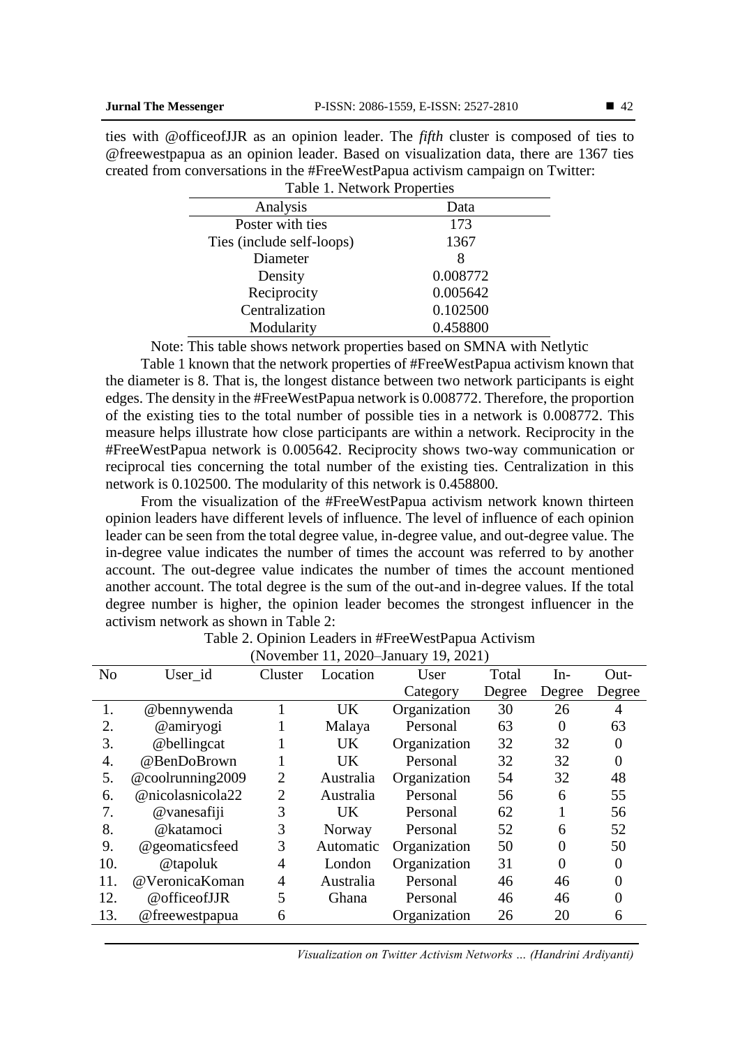ties with @officeofJJR as an opinion leader. The *fifth* cluster is composed of ties to @freewestpapua as an opinion leader. Based on visualization data, there are 1367 ties created from conversations in the #FreeWestPapua activism campaign on Twitter:

Table 1. Network Properties

| Analysis | Data |
|---|---|
| Poster with ties | 173 |
| Ties (include self-loops) | 1367 |
| Diameter | 8 |
| Density | 0.008772 |
| Reciprocity | 0.005642 |
| Centralization | 0.102500 |
| Modularity | 0.458800 |

Note: This table shows network properties based on SMNA with Netlytic

Table 1 known that the network properties of #FreeWestPapua activism known that the diameter is 8. That is, the longest distance between two network participants is eight edges. The density in the #FreeWestPapua network is 0.008772. Therefore, the proportion of the existing ties to the total number of possible ties in a network is 0.008772. This measure helps illustrate how close participants are within a network. Reciprocity in the #FreeWestPapua network is 0.005642. Reciprocity shows two-way communication or reciprocal ties concerning the total number of the existing ties. Centralization in this network is 0.102500. The modularity of this network is 0.458800.

From the visualization of the #FreeWestPapua activism network known thirteen opinion leaders have different levels of influence. The level of influence of each opinion leader can be seen from the total degree value, in-degree value, and out-degree value. The in-degree value indicates the number of times the account was referred to by another account. The out-degree value indicates the number of times the account mentioned another account. The total degree is the sum of the out-and in-degree values. If the total degree number is higher, the opinion leader becomes the strongest influencer in the activism network as shown in Table 2:

Table 2. Opinion Leaders in #FreeWestPapua Activism (November 11, 2020–January 19, 2021)

| No | User_id | Cluster | Location | User Category | Total Degree | In-Degree | Out-Degree |
|---|---|---|---|---|---|---|---|
| 1. | @bennywenda | 1 | UK | Organization | 30 | 26 | 4 |
| 2. | @amiryogi | 1 | Malaya | Personal | 63 | 0 | 63 |
| 3. | @bellingcat | 1 | UK | Organization | 32 | 32 | 0 |
| 4. | @BenDoBrown | 1 | UK | Personal | 32 | 32 | 0 |
| 5. | @coolrunning2009 | 2 | Australia | Organization | 54 | 32 | 48 |
| 6. | @nicolasnicola22 | 2 | Australia | Personal | 56 | 6 | 55 |
| 7. | @vanesafiji | 3 | UK | Personal | 62 | 1 | 56 |
| 8. | @katamoci | 3 | Norway | Personal | 52 | 6 | 52 |
| 9. | @geomaticsfeed | 3 | Automatic | Organization | 50 | 0 | 50 |
| 10. | @tapoluk | 4 | London | Organization | 31 | 0 | 0 |
| 11. | @VeronicaKoman | 4 | Australia | Personal | 46 | 46 | 0 |
| 12. | @officeofJJR | 5 | Ghana | Personal | 46 | 46 | 0 |
| 13. | @freewestpapua | 6 | | Organization | 26 | 20 | 6 |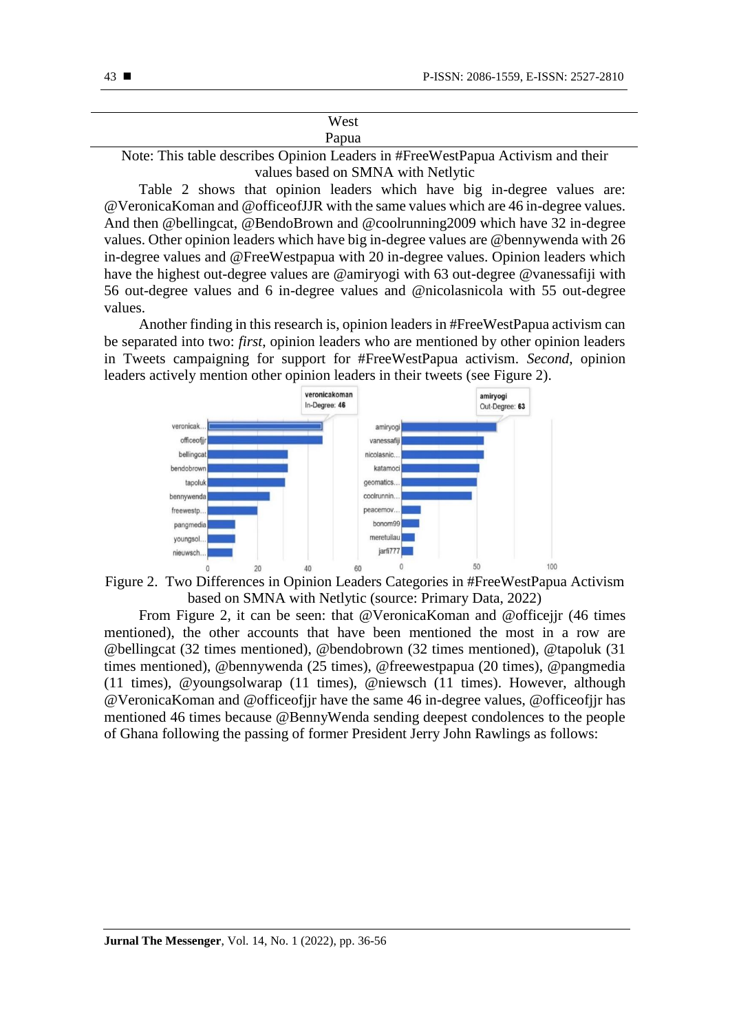| West Papua |
|---|

Note: This table describes Opinion Leaders in #FreeWestPapua Activism and their values based on SMNA with Netlytic

Table 2 shows that opinion leaders which have big in-degree values are: @VeronicaKoman and @officeofJJR with the same values which are 46 in-degree values. And then @bellingcat, @BendoBrown and @coolrunning2009 which have 32 in-degree values. Other opinion leaders which have big in-degree values are @bennywenda with 26 in-degree values and @FreeWestpapua with 20 in-degree values. Opinion leaders which have the highest out-degree values are @amiryogi with 63 out-degree @vanessafiji with 56 out-degree values and 6 in-degree values and @nicolasnicola with 55 out-degree values.

Another finding in this research is, opinion leaders in #FreeWestPapua activism can be separated into two: *first*, opinion leaders who are mentioned by other opinion leaders in Tweets campaigning for support for #FreeWestPapua activism. *Second*, opinion leaders actively mention other opinion leaders in their tweets (see Figure 2).

Figure 2. Two Differences in Opinion Leaders Categories in #FreeWestPapua Activism based on SMNA with Netlytic (source: Primary Data, 2022)

From Figure 2, it can be seen: that @VeronicaKoman and @officejjr (46 times mentioned), the other accounts that have been mentioned the most in a row are @bellingcat (32 times mentioned), @bendobrown (32 times mentioned), @tapoluk (31 times mentioned), @bennywenda (25 times), @freewestpapua (20 times), @pangmedia (11 times), @youngsolwarap (11 times), @niewsch (11 times). However, although @VeronicaKoman and @officeofjjr have the same 46 in-degree values, @officeofjjr has mentioned 46 times because @BennyWenda sending deepest condolences to the people of Ghana following the passing of former President Jerry John Rawlings as follows: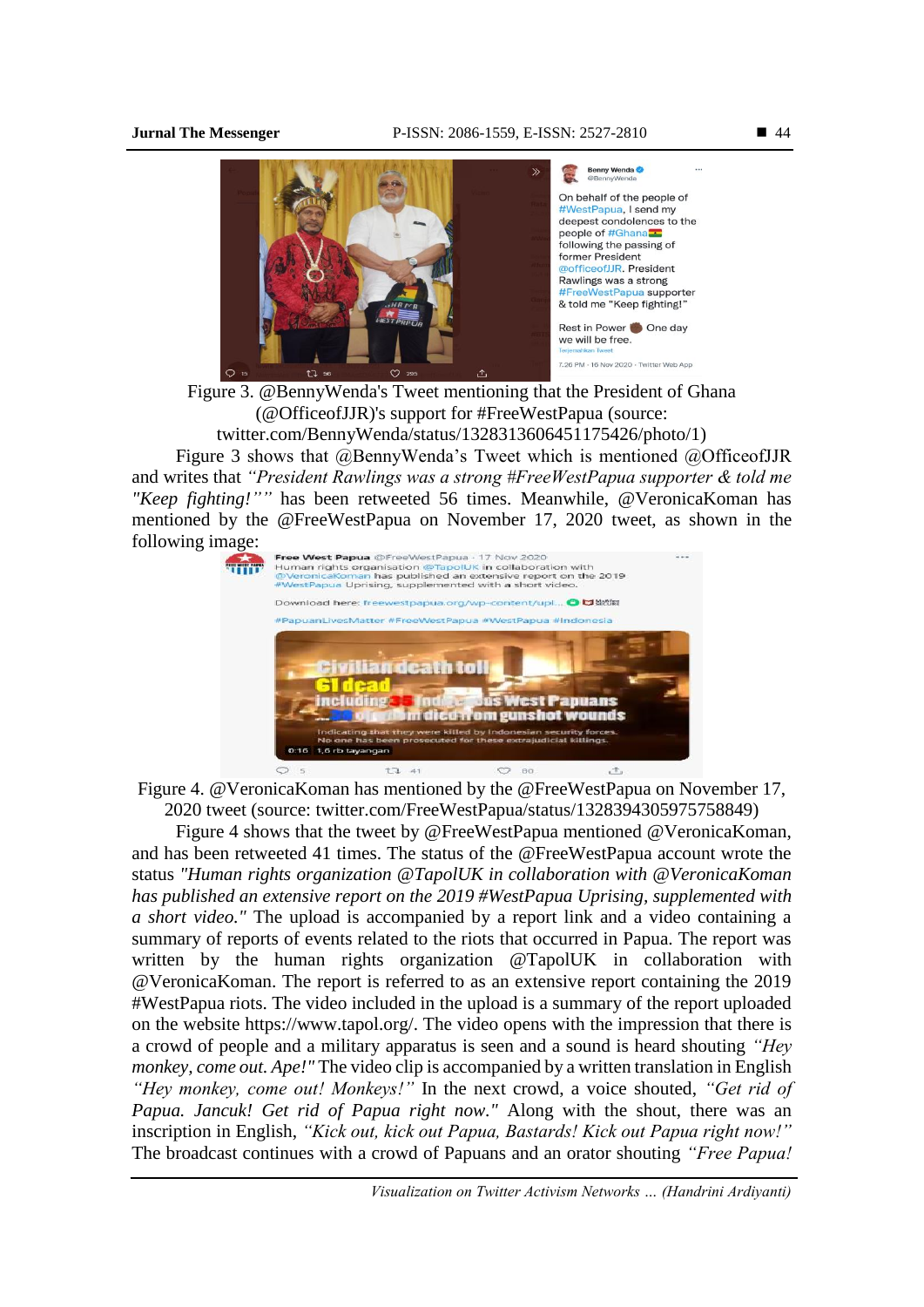Figure 3. @BennyWenda's Tweet mentioning that the President of Ghana (@OfficeofJJR)'s support for #FreeWestPapua (source: twitter.com/BennyWenda/status/1328313606451175426/photo/1)

Figure 3 shows that @BennyWenda's Tweet which is mentioned @OfficeofJJR and writes that *"President Rawlings was a strong #FreeWestPapua supporter & told me "Keep fighting!""* has been retweeted 56 times. Meanwhile, @VeronicaKoman has mentioned by the @FreeWestPapua on November 17, 2020 tweet, as shown in the following image:

Figure 4. @VeronicaKoman has mentioned by the @FreeWestPapua on November 17, 2020 tweet (source: twitter.com/FreeWestPapua/status/1328394305975758849)

Figure 4 shows that the tweet by @FreeWestPapua mentioned @VeronicaKoman, and has been retweeted 41 times. The status of the @FreeWestPapua account wrote the status *"Human rights organization @TapolUK in collaboration with @VeronicaKoman has published an extensive report on the 2019 #WestPapua Uprising, supplemented with a short video."* The upload is accompanied by a report link and a video containing a summary of reports of events related to the riots that occurred in Papua. The report was written by the human rights organization @TapolUK in collaboration with @VeronicaKoman. The report is referred to as an extensive report containing the 2019 #WestPapua riots. The video included in the upload is a summary of the report uploaded on the website https://www.tapol.org/. The video opens with the impression that there is a crowd of people and a military apparatus is seen and a sound is heard shouting *"Hey monkey, come out. Ape!"* The video clip is accompanied by a written translation in English *"Hey monkey, come out! Monkeys!"* In the next crowd, a voice shouted, *"Get rid of Papua. Jancuk! Get rid of Papua right now."* Along with the shout, there was an inscription in English, *"Kick out, kick out Papua, Bastards! Kick out Papua right now!"* The broadcast continues with a crowd of Papuans and an orator shouting *"Free Papua!*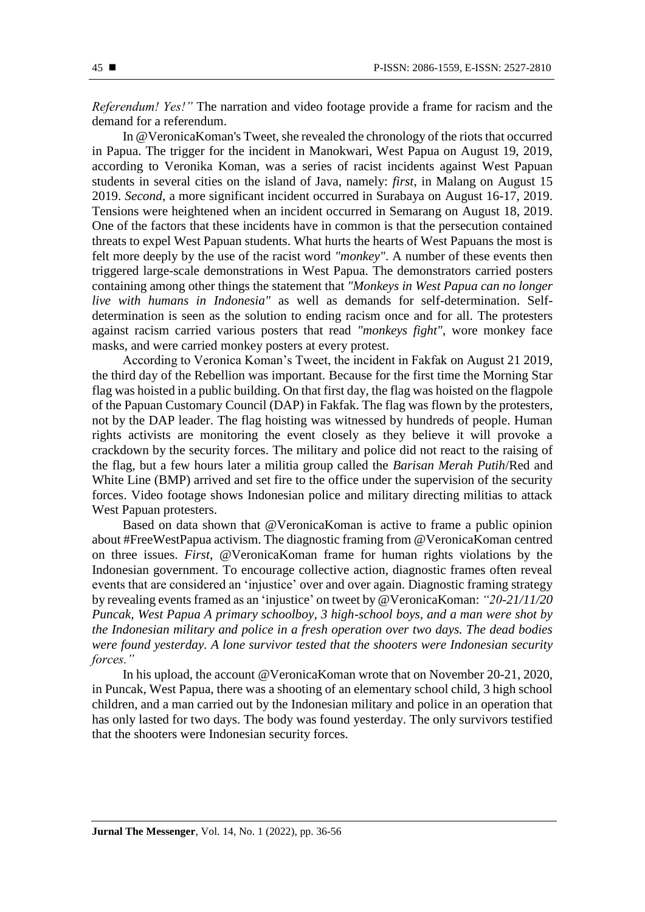*Referendum! Yes!"* The narration and video footage provide a frame for racism and the demand for a referendum.

In @VeronicaKoman's Tweet, she revealed the chronology of the riots that occurred in Papua. The trigger for the incident in Manokwari, West Papua on August 19, 2019, according to Veronika Koman, was a series of racist incidents against West Papuan students in several cities on the island of Java, namely: *first*, in Malang on August 15 2019. *Second*, a more significant incident occurred in Surabaya on August 16-17, 2019. Tensions were heightened when an incident occurred in Semarang on August 18, 2019. One of the factors that these incidents have in common is that the persecution contained threats to expel West Papuan students. What hurts the hearts of West Papuans the most is felt more deeply by the use of the racist word *"monkey"*. A number of these events then triggered large-scale demonstrations in West Papua. The demonstrators carried posters containing among other things the statement that *"Monkeys in West Papua can no longer live with humans in Indonesia"* as well as demands for self-determination. Self-determination is seen as the solution to ending racism once and for all. The protesters against racism carried various posters that read *"monkeys fight"*, wore monkey face masks, and were carried monkey posters at every protest.

According to Veronica Koman's Tweet, the incident in Fakfak on August 21 2019, the third day of the Rebellion was important. Because for the first time the Morning Star flag was hoisted in a public building. On that first day, the flag was hoisted on the flagpole of the Papuan Customary Council (DAP) in Fakfak. The flag was flown by the protesters, not by the DAP leader. The flag hoisting was witnessed by hundreds of people. Human rights activists are monitoring the event closely as they believe it will provoke a crackdown by the security forces. The military and police did not react to the raising of the flag, but a few hours later a militia group called the *Barisan Merah Putih*/Red and White Line (BMP) arrived and set fire to the office under the supervision of the security forces. Video footage shows Indonesian police and military directing militias to attack West Papuan protesters.

Based on data shown that @VeronicaKoman is active to frame a public opinion about #FreeWestPapua activism. The diagnostic framing from @VeronicaKoman centred on three issues. *First*, @VeronicaKoman frame for human rights violations by the Indonesian government. To encourage collective action, diagnostic frames often reveal events that are considered an 'injustice' over and over again. Diagnostic framing strategy by revealing events framed as an 'injustice' on tweet by @VeronicaKoman: *"20-21/11/20 Puncak, West Papua A primary schoolboy, 3 high-school boys, and a man were shot by the Indonesian military and police in a fresh operation over two days. The dead bodies were found yesterday. A lone survivor tested that the shooters were Indonesian security forces."*

In his upload, the account @VeronicaKoman wrote that on November 20-21, 2020, in Puncak, West Papua, there was a shooting of an elementary school child, 3 high school children, and a man carried out by the Indonesian military and police in an operation that has only lasted for two days. The body was found yesterday. The only survivors testified that the shooters were Indonesian security forces.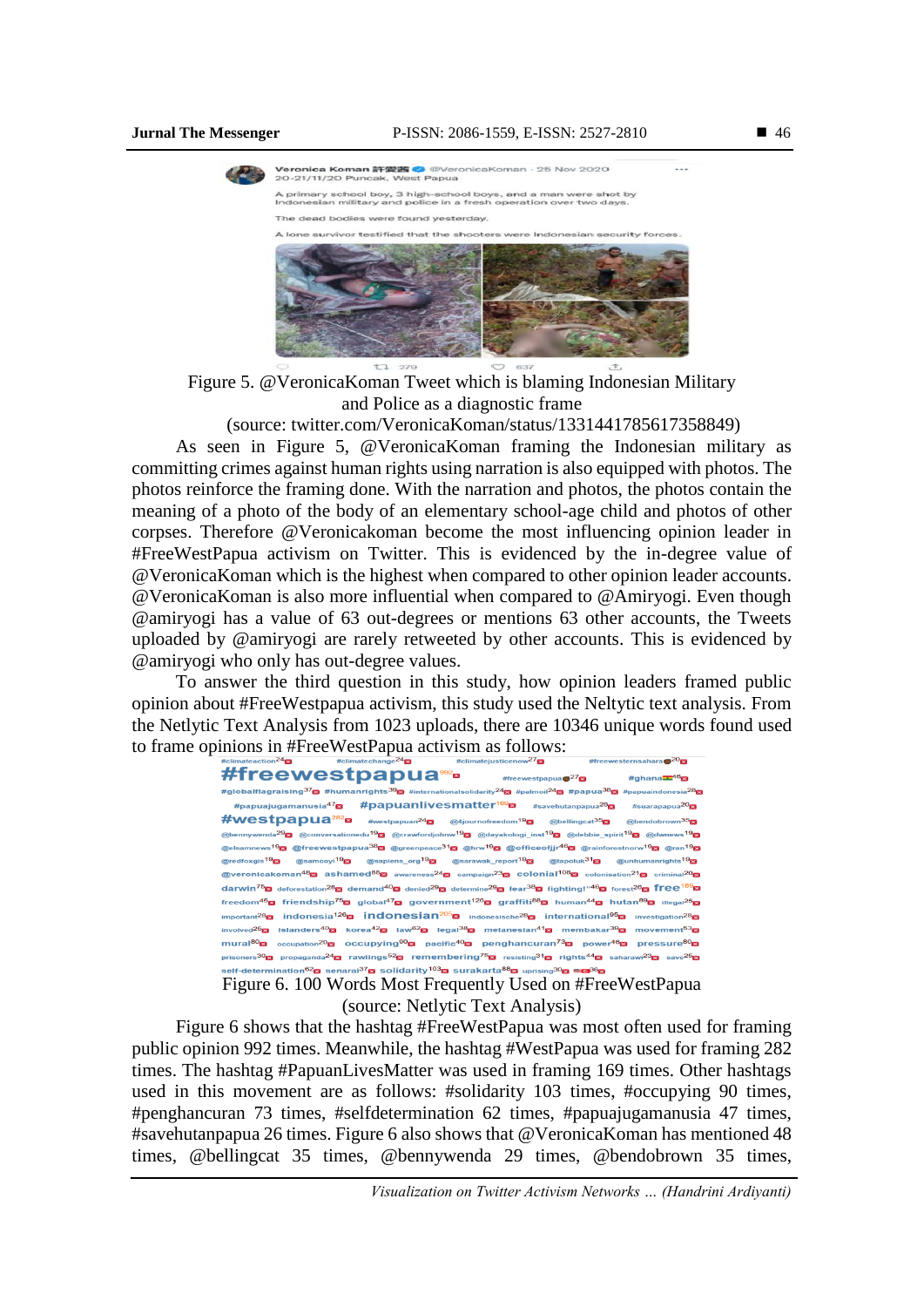Figure 5. @VeronicaKoman Tweet which is blaming Indonesian Military and Police as a diagnostic frame

(source: twitter.com/VeronicaKoman/status/1331441785617358849)

As seen in Figure 5, @VeronicaKoman framing the Indonesian military as committing crimes against human rights using narration is also equipped with photos. The photos reinforce the framing done. With the narration and photos, the photos contain the meaning of a photo of the body of an elementary school-age child and photos of other corpses. Therefore @Veronicakoman become the most influencing opinion leader in #FreeWestPapua activism on Twitter. This is evidenced by the in-degree value of @VeronicaKoman which is the highest when compared to other opinion leader accounts. @VeronicaKoman is also more influential when compared to @Amiryogi. Even though @amiryogi has a value of 63 out-degrees or mentions 63 other accounts, the Tweets uploaded by @amiryogi are rarely retweeted by other accounts. This is evidenced by @amiryogi who only has out-degree values.

To answer the third question in this study, how opinion leaders framed public opinion about #FreeWestpapua activism, this study used the Neltytic text analysis. From the Netlytic Text Analysis from 1023 uploads, there are 10346 unique words found used to frame opinions in #FreeWestPapua activism as follows:

Figure 6. 100 Words Most Frequently Used on #FreeWestPapua

(source: Netlytic Text Analysis)

Figure 6 shows that the hashtag #FreeWestPapua was most often used for framing public opinion 992 times. Meanwhile, the hashtag #WestPapua was used for framing 282 times. The hashtag #PapuanLivesMatter was used in framing 169 times. Other hashtags used in this movement are as follows: #solidarity 103 times, #occupying 90 times, #penghancuran 73 times, #selfdetermination 62 times, #papuajugamanusia 47 times, #savehutanpapua 26 times. Figure 6 also shows that @VeronicaKoman has mentioned 48 times, @bellingcat 35 times, @bennywenda 29 times, @bendobrown 35 times,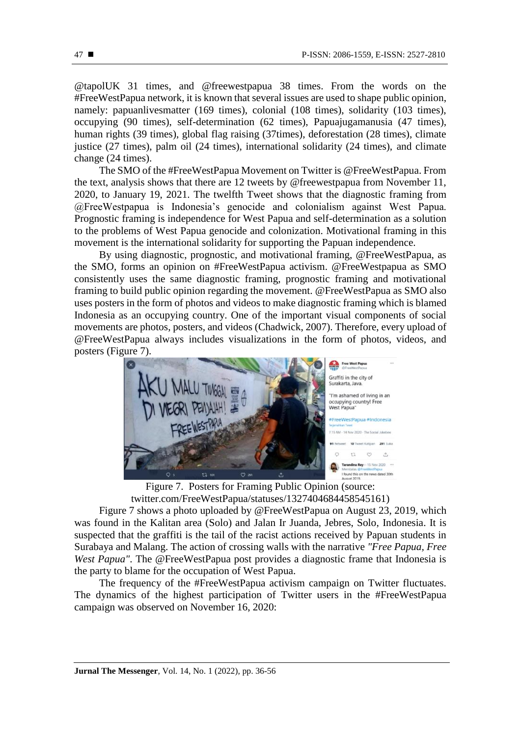@tapolUK 31 times, and @freewestpapua 38 times. From the words on the #FreeWestPapua network, it is known that several issues are used to shape public opinion, namely: papuanlivesmatter (169 times), colonial (108 times), solidarity (103 times), occupying (90 times), self-determination (62 times), Papuajugamanusia (47 times), human rights (39 times), global flag raising (37times), deforestation (28 times), climate justice (27 times), palm oil (24 times), international solidarity (24 times), and climate change (24 times).

The SMO of the #FreeWestPapua Movement on Twitter is @FreeWestPapua. From the text, analysis shows that there are 12 tweets by @freewestpapua from November 11, 2020, to January 19, 2021. The twelfth Tweet shows that the diagnostic framing from @FreeWestpapua is Indonesia's genocide and colonialism against West Papua. Prognostic framing is independence for West Papua and self-determination as a solution to the problems of West Papua genocide and colonization. Motivational framing in this movement is the international solidarity for supporting the Papuan independence.

By using diagnostic, prognostic, and motivational framing, @FreeWestPapua, as the SMO, forms an opinion on #FreeWestPapua activism. @FreeWestpapua as SMO consistently uses the same diagnostic framing, prognostic framing and motivational framing to build public opinion regarding the movement. @FreeWestPapua as SMO also uses posters in the form of photos and videos to make diagnostic framing which is blamed Indonesia as an occupying country. One of the important visual components of social movements are photos, posters, and videos (Chadwick, 2007). Therefore, every upload of @FreeWestPapua always includes visualizations in the form of photos, videos, and posters (Figure 7).

Figure 7. Posters for Framing Public Opinion (source: twitter.com/FreeWestPapua/statuses/1327404684458545161)

Figure 7 shows a photo uploaded by @FreeWestPapua on August 23, 2019, which was found in the Kalitan area (Solo) and Jalan Ir Juanda, Jebres, Solo, Indonesia. It is suspected that the graffiti is the tail of the racist actions received by Papuan students in Surabaya and Malang. The action of crossing walls with the narrative *"Free Papua, Free West Papua"*. The @FreeWestPapua post provides a diagnostic frame that Indonesia is the party to blame for the occupation of West Papua.

The frequency of the #FreeWestPapua activism campaign on Twitter fluctuates. The dynamics of the highest participation of Twitter users in the #FreeWestPapua campaign was observed on November 16, 2020: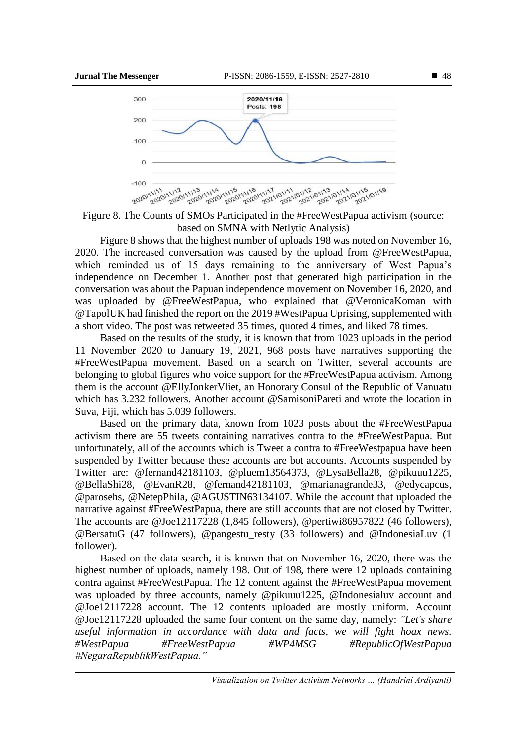Figure 8. The Counts of SMOs Participated in the #FreeWestPapua activism (source: based on SMNA with Netlytic Analysis)

Figure 8 shows that the highest number of uploads 198 was noted on November 16, 2020. The increased conversation was caused by the upload from @FreeWestPapua, which reminded us of 15 days remaining to the anniversary of West Papua's independence on December 1. Another post that generated high participation in the conversation was about the Papuan independence movement on November 16, 2020, and was uploaded by @FreeWestPapua, who explained that @VeronicaKoman with @TapolUK had finished the report on the 2019 #WestPapua Uprising, supplemented with a short video. The post was retweeted 35 times, quoted 4 times, and liked 78 times.

Based on the results of the study, it is known that from 1023 uploads in the period 11 November 2020 to January 19, 2021, 968 posts have narratives supporting the #FreeWestPapua movement. Based on a search on Twitter, several accounts are belonging to global figures who voice support for the #FreeWestPapua activism. Among them is the account @EllyJonkerVliet, an Honorary Consul of the Republic of Vanuatu which has 3.232 followers. Another account @SamisoniPareti and wrote the location in Suva, Fiji, which has 5.039 followers.

Based on the primary data, known from 1023 posts about the #FreeWestPapua activism there are 55 tweets containing narratives contra to the #FreeWestPapua. But unfortunately, all of the accounts which is Tweet a contra to #FreeWestpapua have been suspended by Twitter because these accounts are bot accounts. Accounts suspended by Twitter are: @fernand42181103, @pluem13564373, @LysaBella28, @pikuuu1225, @BellaShi28, @EvanR28, @fernand42181103, @marianagrande33, @edycapcus, @parosehs, @NetepPhila, @AGUSTIN63134107. While the account that uploaded the narrative against #FreeWestPapua, there are still accounts that are not closed by Twitter. The accounts are @Joe12117228 (1,845 followers), @pertiwi86957822 (46 followers), @BersatuG (47 followers), @pangestu_resty (33 followers) and @IndonesiaLuv (1 follower).

Based on the data search, it is known that on November 16, 2020, there was the highest number of uploads, namely 198. Out of 198, there were 12 uploads containing contra against #FreeWestPapua. The 12 content against the #FreeWestPapua movement was uploaded by three accounts, namely @pikuuu1225, @Indonesialuv account and @Joe12117228 account. The 12 contents uploaded are mostly uniform. Account @Joe12117228 uploaded the same four content on the same day, namely: *"Let's share useful information in accordance with data and facts, we will fight hoax news. #WestPapua #FreeWestPapua #WP4MSG #RepublicOfWestPapua #NegaraRepublikWestPapua."*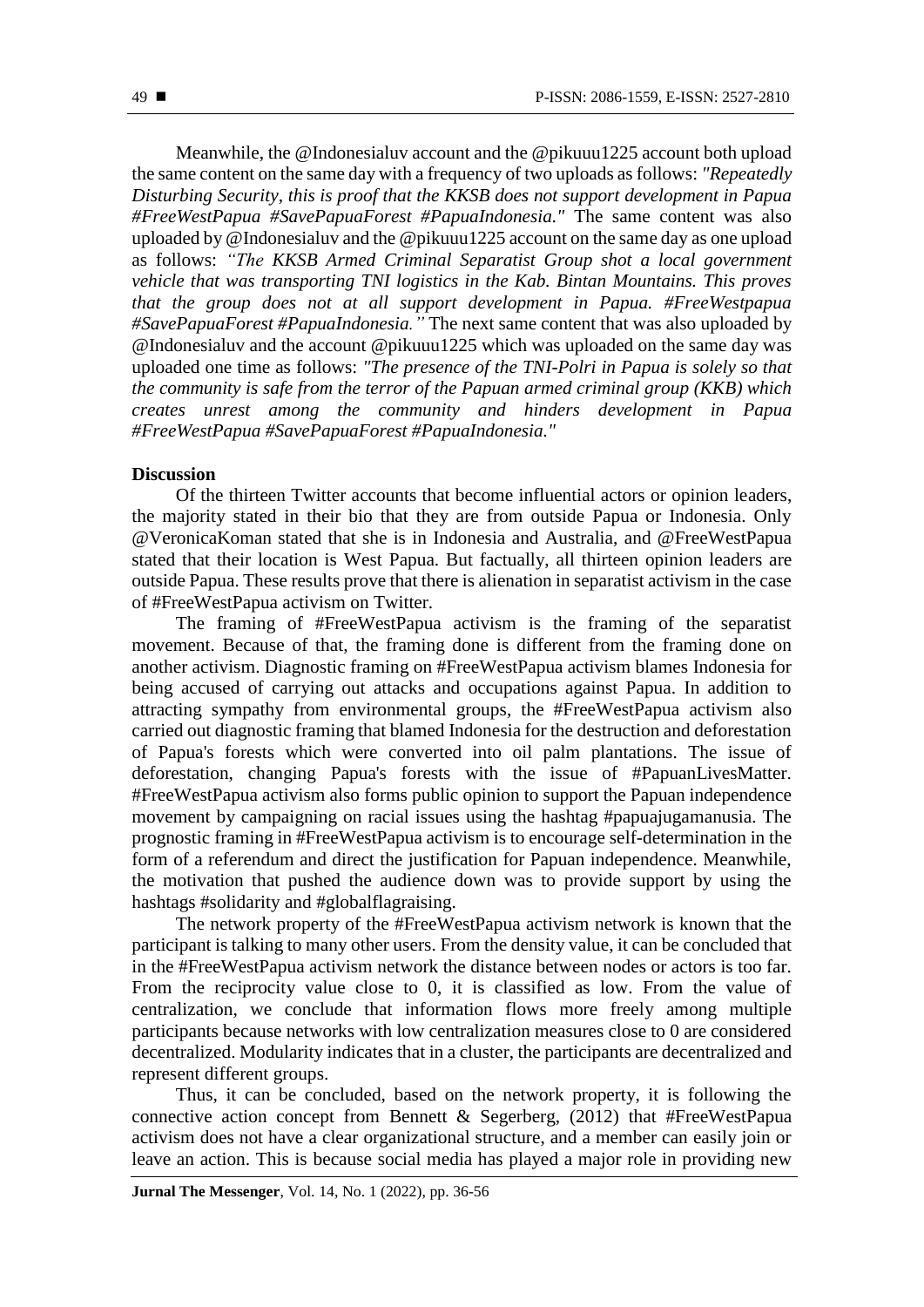Meanwhile, the @Indonesialuv account and the @pikuuu1225 account both upload the same content on the same day with a frequency of two uploads as follows: *"Repeatedly Disturbing Security, this is proof that the KKSB does not support development in Papua #FreeWestPapua #SavePapuaForest #PapuaIndonesia."* The same content was also uploaded by @Indonesialuv and the @pikuuu1225 account on the same day as one upload as follows: *"The KKSB Armed Criminal Separatist Group shot a local government vehicle that was transporting TNI logistics in the Kab. Bintan Mountains. This proves that the group does not at all support development in Papua. #FreeWestpapua #SavePapuaForest #PapuaIndonesia."* The next same content that was also uploaded by @Indonesialuv and the account @pikuuu1225 which was uploaded on the same day was uploaded one time as follows: *"The presence of the TNI-Polri in Papua is solely so that the community is safe from the terror of the Papuan armed criminal group (KKB) which creates unrest among the community and hinders development in Papua #FreeWestPapua #SavePapuaForest #PapuaIndonesia."*

**Discussion**

Of the thirteen Twitter accounts that become influential actors or opinion leaders, the majority stated in their bio that they are from outside Papua or Indonesia. Only @VeronicaKoman stated that she is in Indonesia and Australia, and @FreeWestPapua stated that their location is West Papua. But factually, all thirteen opinion leaders are outside Papua. These results prove that there is alienation in separatist activism in the case of #FreeWestPapua activism on Twitter.

The framing of #FreeWestPapua activism is the framing of the separatist movement. Because of that, the framing done is different from the framing done on another activism. Diagnostic framing on #FreeWestPapua activism blames Indonesia for being accused of carrying out attacks and occupations against Papua. In addition to attracting sympathy from environmental groups, the #FreeWestPapua activism also carried out diagnostic framing that blamed Indonesia for the destruction and deforestation of Papua's forests which were converted into oil palm plantations. The issue of deforestation, changing Papua's forests with the issue of #PapuanLivesMatter. #FreeWestPapua activism also forms public opinion to support the Papuan independence movement by campaigning on racial issues using the hashtag #papuajugamanusia. The prognostic framing in #FreeWestPapua activism is to encourage self-determination in the form of a referendum and direct the justification for Papuan independence. Meanwhile, the motivation that pushed the audience down was to provide support by using the hashtags #solidarity and #globalflagraising.

The network property of the #FreeWestPapua activism network is known that the participant is talking to many other users. From the density value, it can be concluded that in the #FreeWestPapua activism network the distance between nodes or actors is too far. From the reciprocity value close to 0, it is classified as low. From the value of centralization, we conclude that information flows more freely among multiple participants because networks with low centralization measures close to 0 are considered decentralized. Modularity indicates that in a cluster, the participants are decentralized and represent different groups.

Thus, it can be concluded, based on the network property, it is following the connective action concept from Bennett & Segerberg, (2012) that #FreeWestPapua activism does not have a clear organizational structure, and a member can easily join or leave an action. This is because social media has played a major role in providing new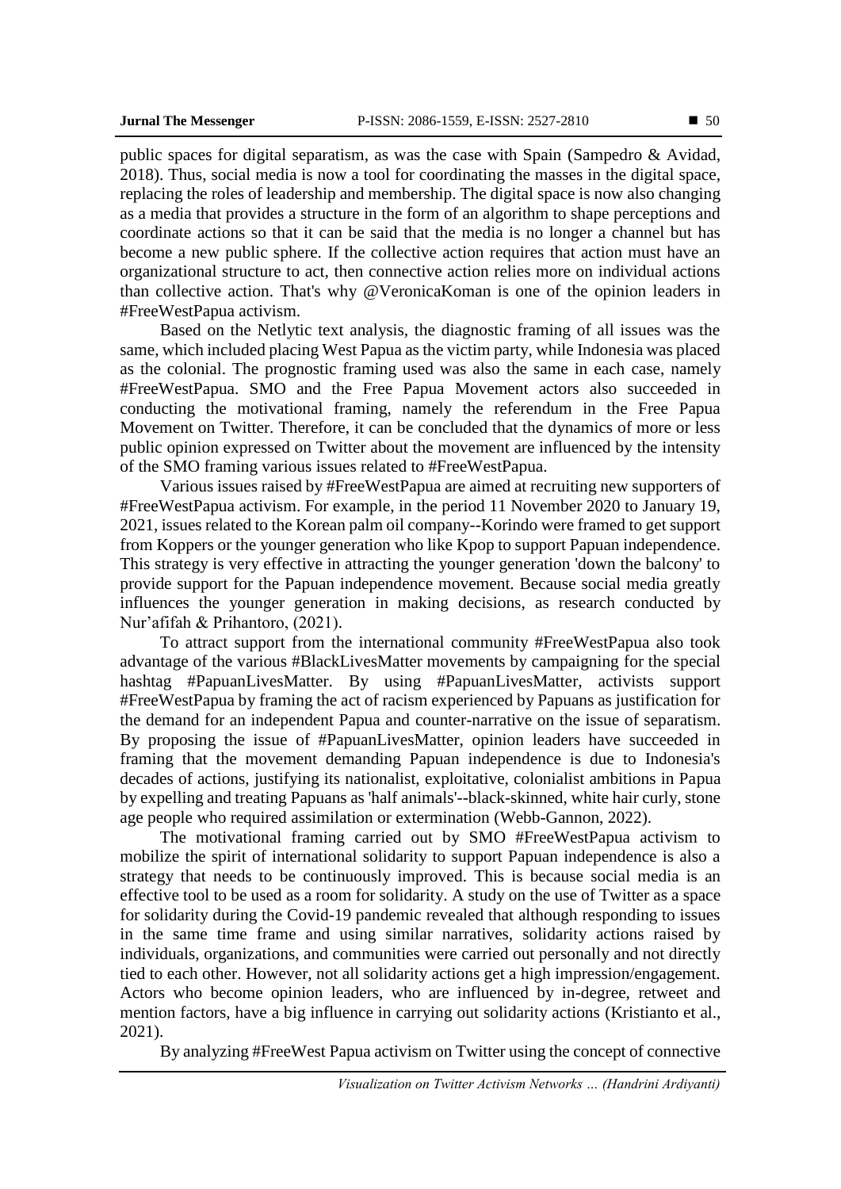public spaces for digital separatism, as was the case with Spain (Sampedro & Avidad, 2018). Thus, social media is now a tool for coordinating the masses in the digital space, replacing the roles of leadership and membership. The digital space is now also changing as a media that provides a structure in the form of an algorithm to shape perceptions and coordinate actions so that it can be said that the media is no longer a channel but has become a new public sphere. If the collective action requires that action must have an organizational structure to act, then connective action relies more on individual actions than collective action. That's why @VeronicaKoman is one of the opinion leaders in #FreeWestPapua activism.

Based on the Netlytic text analysis, the diagnostic framing of all issues was the same, which included placing West Papua as the victim party, while Indonesia was placed as the colonial. The prognostic framing used was also the same in each case, namely #FreeWestPapua. SMO and the Free Papua Movement actors also succeeded in conducting the motivational framing, namely the referendum in the Free Papua Movement on Twitter. Therefore, it can be concluded that the dynamics of more or less public opinion expressed on Twitter about the movement are influenced by the intensity of the SMO framing various issues related to #FreeWestPapua.

Various issues raised by #FreeWestPapua are aimed at recruiting new supporters of #FreeWestPapua activism. For example, in the period 11 November 2020 to January 19, 2021, issues related to the Korean palm oil company--Korindo were framed to get support from Koppers or the younger generation who like Kpop to support Papuan independence. This strategy is very effective in attracting the younger generation 'down the balcony' to provide support for the Papuan independence movement. Because social media greatly influences the younger generation in making decisions, as research conducted by Nur'afifah & Prihantoro, (2021).

To attract support from the international community #FreeWestPapua also took advantage of the various #BlackLivesMatter movements by campaigning for the special hashtag #PapuanLivesMatter. By using #PapuanLivesMatter, activists support #FreeWestPapua by framing the act of racism experienced by Papuans as justification for the demand for an independent Papua and counter-narrative on the issue of separatism. By proposing the issue of #PapuanLivesMatter, opinion leaders have succeeded in framing that the movement demanding Papuan independence is due to Indonesia's decades of actions, justifying its nationalist, exploitative, colonialist ambitions in Papua by expelling and treating Papuans as 'half animals'--black-skinned, white hair curly, stone age people who required assimilation or extermination (Webb-Gannon, 2022).

The motivational framing carried out by SMO #FreeWestPapua activism to mobilize the spirit of international solidarity to support Papuan independence is also a strategy that needs to be continuously improved. This is because social media is an effective tool to be used as a room for solidarity. A study on the use of Twitter as a space for solidarity during the Covid-19 pandemic revealed that although responding to issues in the same time frame and using similar narratives, solidarity actions raised by individuals, organizations, and communities were carried out personally and not directly tied to each other. However, not all solidarity actions get a high impression/engagement. Actors who become opinion leaders, who are influenced by in-degree, retweet and mention factors, have a big influence in carrying out solidarity actions (Kristianto et al., 2021).

By analyzing #FreeWest Papua activism on Twitter using the concept of connective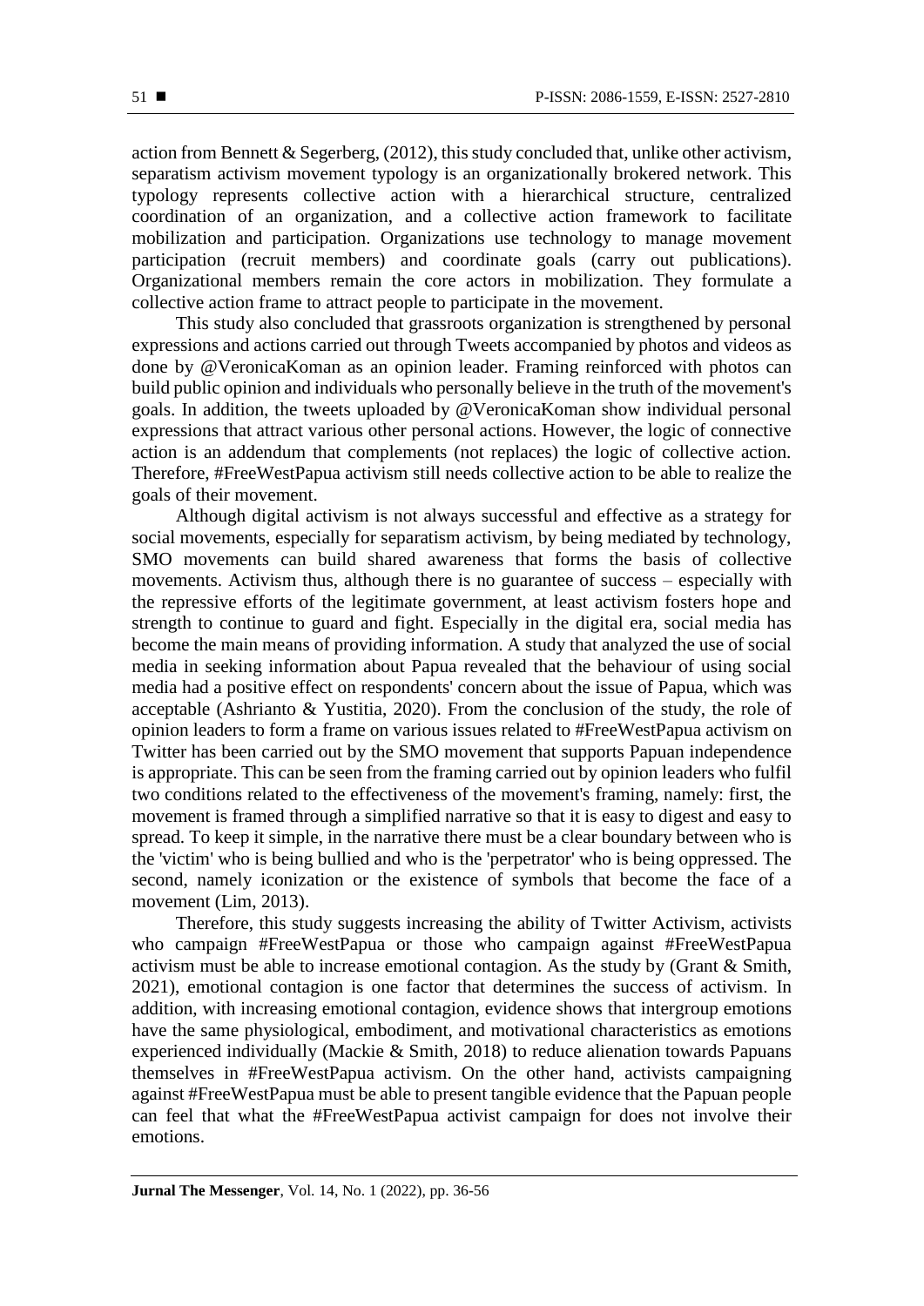action from Bennett & Segerberg, (2012), this study concluded that, unlike other activism, separatism activism movement typology is an organizationally brokered network. This typology represents collective action with a hierarchical structure, centralized coordination of an organization, and a collective action framework to facilitate mobilization and participation. Organizations use technology to manage movement participation (recruit members) and coordinate goals (carry out publications). Organizational members remain the core actors in mobilization. They formulate a collective action frame to attract people to participate in the movement.

This study also concluded that grassroots organization is strengthened by personal expressions and actions carried out through Tweets accompanied by photos and videos as done by @VeronicaKoman as an opinion leader. Framing reinforced with photos can build public opinion and individuals who personally believe in the truth of the movement's goals. In addition, the tweets uploaded by @VeronicaKoman show individual personal expressions that attract various other personal actions. However, the logic of connective action is an addendum that complements (not replaces) the logic of collective action. Therefore, #FreeWestPapua activism still needs collective action to be able to realize the goals of their movement.

Although digital activism is not always successful and effective as a strategy for social movements, especially for separatism activism, by being mediated by technology, SMO movements can build shared awareness that forms the basis of collective movements. Activism thus, although there is no guarantee of success – especially with the repressive efforts of the legitimate government, at least activism fosters hope and strength to continue to guard and fight. Especially in the digital era, social media has become the main means of providing information. A study that analyzed the use of social media in seeking information about Papua revealed that the behaviour of using social media had a positive effect on respondents' concern about the issue of Papua, which was acceptable (Ashrianto & Yustitia, 2020). From the conclusion of the study, the role of opinion leaders to form a frame on various issues related to #FreeWestPapua activism on Twitter has been carried out by the SMO movement that supports Papuan independence is appropriate. This can be seen from the framing carried out by opinion leaders who fulfil two conditions related to the effectiveness of the movement's framing, namely: first, the movement is framed through a simplified narrative so that it is easy to digest and easy to spread. To keep it simple, in the narrative there must be a clear boundary between who is the 'victim' who is being bullied and who is the 'perpetrator' who is being oppressed. The second, namely iconization or the existence of symbols that become the face of a movement (Lim, 2013).

Therefore, this study suggests increasing the ability of Twitter Activism, activists who campaign #FreeWestPapua or those who campaign against #FreeWestPapua activism must be able to increase emotional contagion. As the study by (Grant & Smith, 2021), emotional contagion is one factor that determines the success of activism. In addition, with increasing emotional contagion, evidence shows that intergroup emotions have the same physiological, embodiment, and motivational characteristics as emotions experienced individually (Mackie & Smith, 2018) to reduce alienation towards Papuans themselves in #FreeWestPapua activism. On the other hand, activists campaigning against #FreeWestPapua must be able to present tangible evidence that the Papuan people can feel that what the #FreeWestPapua activist campaign for does not involve their emotions.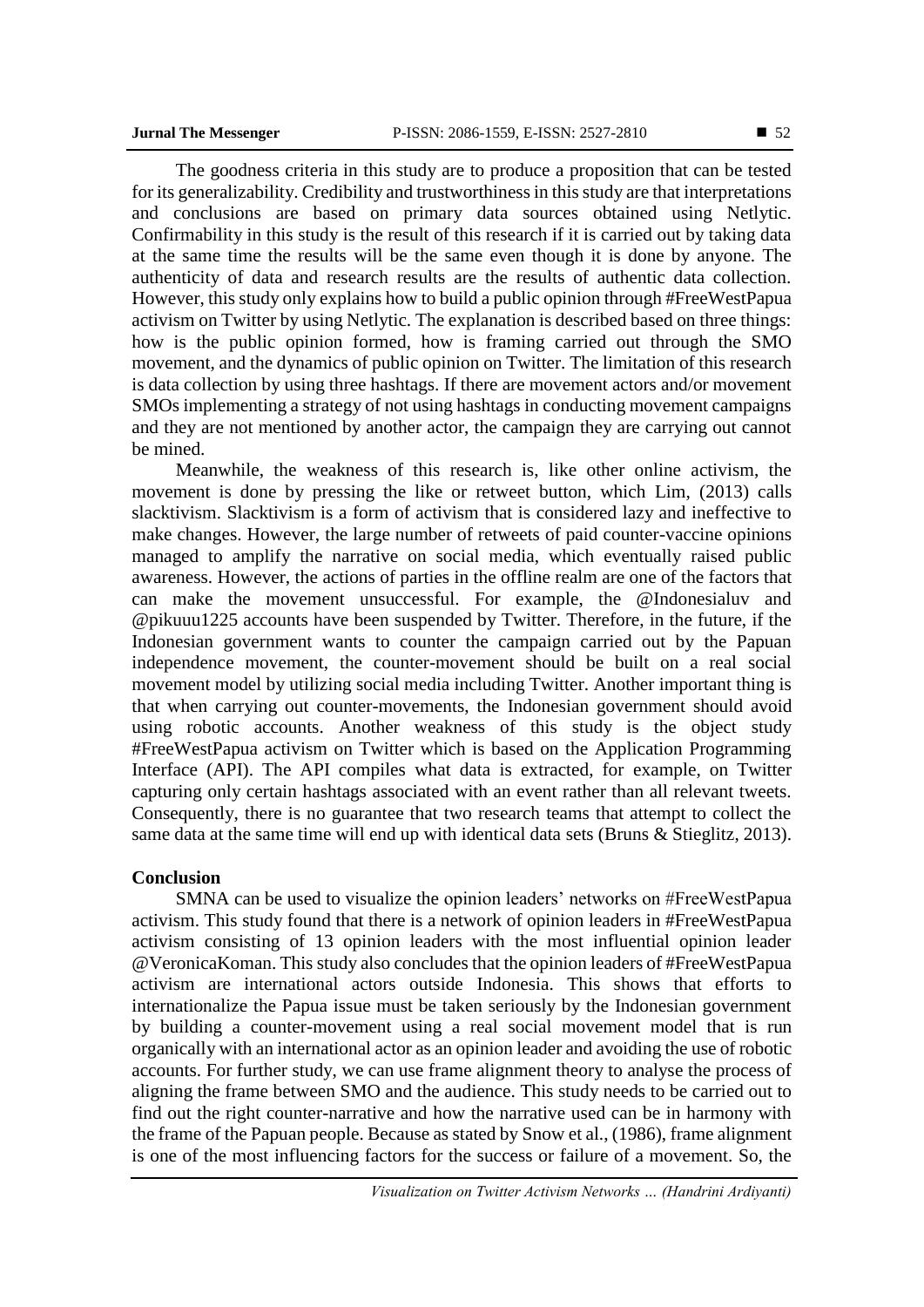The goodness criteria in this study are to produce a proposition that can be tested for its generalizability. Credibility and trustworthiness in this study are that interpretations and conclusions are based on primary data sources obtained using Netlytic. Confirmability in this study is the result of this research if it is carried out by taking data at the same time the results will be the same even though it is done by anyone. The authenticity of data and research results are the results of authentic data collection. However, this study only explains how to build a public opinion through #FreeWestPapua activism on Twitter by using Netlytic. The explanation is described based on three things: how is the public opinion formed, how is framing carried out through the SMO movement, and the dynamics of public opinion on Twitter. The limitation of this research is data collection by using three hashtags. If there are movement actors and/or movement SMOs implementing a strategy of not using hashtags in conducting movement campaigns and they are not mentioned by another actor, the campaign they are carrying out cannot be mined.

Meanwhile, the weakness of this research is, like other online activism, the movement is done by pressing the like or retweet button, which Lim, (2013) calls slacktivism. Slacktivism is a form of activism that is considered lazy and ineffective to make changes. However, the large number of retweets of paid counter-vaccine opinions managed to amplify the narrative on social media, which eventually raised public awareness. However, the actions of parties in the offline realm are one of the factors that can make the movement unsuccessful. For example, the @Indonesialuv and @pikuuu1225 accounts have been suspended by Twitter. Therefore, in the future, if the Indonesian government wants to counter the campaign carried out by the Papuan independence movement, the counter-movement should be built on a real social movement model by utilizing social media including Twitter. Another important thing is that when carrying out counter-movements, the Indonesian government should avoid using robotic accounts. Another weakness of this study is the object study #FreeWestPapua activism on Twitter which is based on the Application Programming Interface (API). The API compiles what data is extracted, for example, on Twitter capturing only certain hashtags associated with an event rather than all relevant tweets. Consequently, there is no guarantee that two research teams that attempt to collect the same data at the same time will end up with identical data sets (Bruns & Stieglitz, 2013).

## Conclusion

SMNA can be used to visualize the opinion leaders' networks on #FreeWestPapua activism. This study found that there is a network of opinion leaders in #FreeWestPapua activism consisting of 13 opinion leaders with the most influential opinion leader @VeronicaKoman. This study also concludes that the opinion leaders of #FreeWestPapua activism are international actors outside Indonesia. This shows that efforts to internationalize the Papua issue must be taken seriously by the Indonesian government by building a counter-movement using a real social movement model that is run organically with an international actor as an opinion leader and avoiding the use of robotic accounts. For further study, we can use frame alignment theory to analyse the process of aligning the frame between SMO and the audience. This study needs to be carried out to find out the right counter-narrative and how the narrative used can be in harmony with the frame of the Papuan people. Because as stated by Snow et al., (1986), frame alignment is one of the most influencing factors for the success or failure of a movement. So, the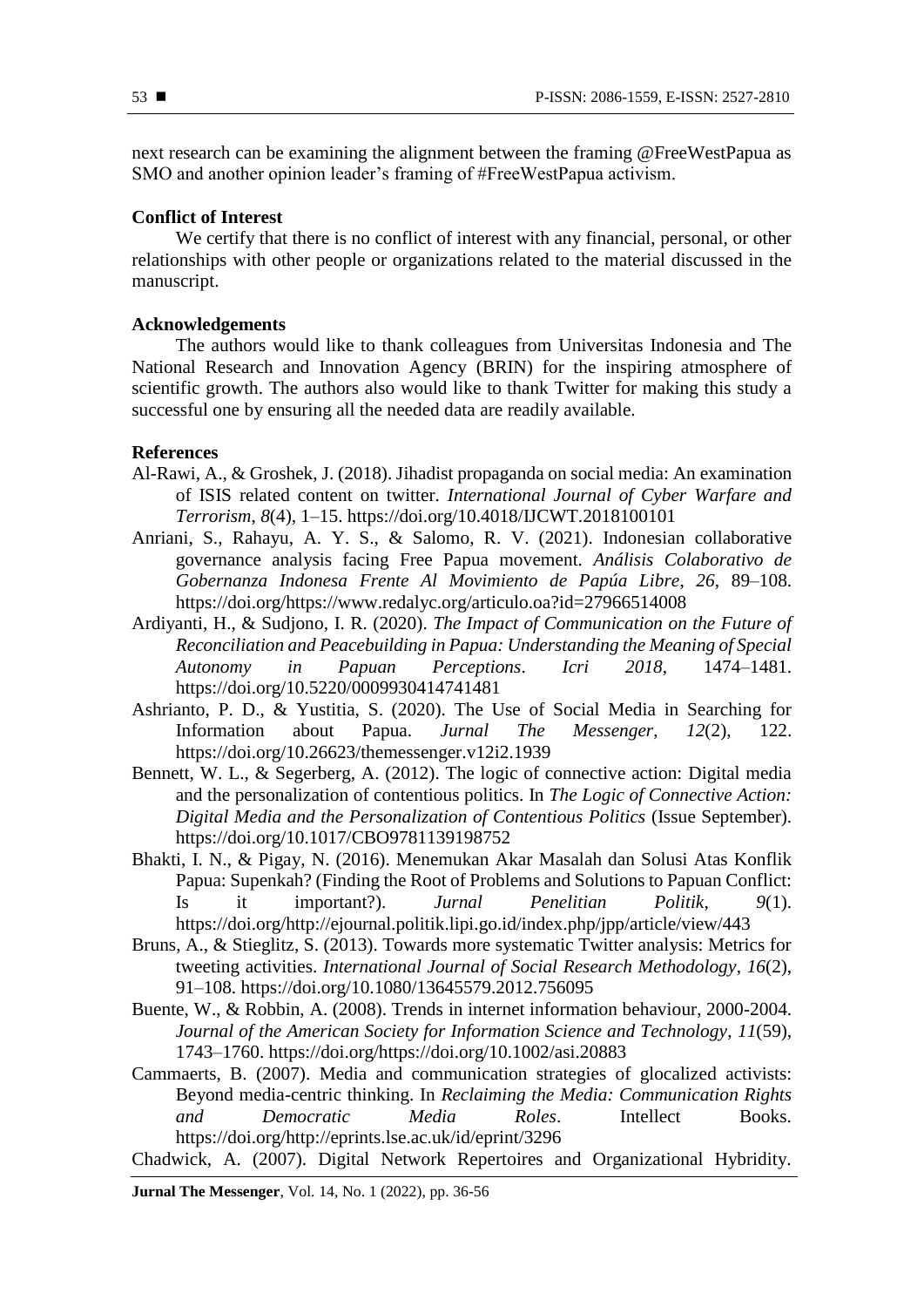next research can be examining the alignment between the framing @FreeWestPapua as SMO and another opinion leader's framing of #FreeWestPapua activism.

**Conflict of Interest**

We certify that there is no conflict of interest with any financial, personal, or other relationships with other people or organizations related to the material discussed in the manuscript.

**Acknowledgements**

The authors would like to thank colleagues from Universitas Indonesia and The National Research and Innovation Agency (BRIN) for the inspiring atmosphere of scientific growth. The authors also would like to thank Twitter for making this study a successful one by ensuring all the needed data are readily available.

**References**

Al-Rawi, A., & Groshek, J. (2018). Jihadist propaganda on social media: An examination of ISIS related content on twitter. *International Journal of Cyber Warfare and Terrorism*, *8*(4), 1–15. https://doi.org/10.4018/IJCWT.2018100101

Anriani, S., Rahayu, A. Y. S., & Salomo, R. V. (2021). Indonesian collaborative governance analysis facing Free Papua movement. *Análisis Colaborativo de Gobernanza Indonesa Frente Al Movimiento de Papúa Libre*, *26*, 89–108. https://doi.org/https://www.redalyc.org/articulo.oa?id=27966514008

Ardiyanti, H., & Sudjono, I. R. (2020). *The Impact of Communication on the Future of Reconciliation and Peacebuilding in Papua: Understanding the Meaning of Special Autonomy in Papuan Perceptions*. *Icri 2018*, 1474–1481. https://doi.org/10.5220/0009930414741481

Ashrianto, P. D., & Yustitia, S. (2020). The Use of Social Media in Searching for Information about Papua. *Jurnal The Messenger*, *12*(2), 122. https://doi.org/10.26623/themessenger.v12i2.1939

Bennett, W. L., & Segerberg, A. (2012). The logic of connective action: Digital media and the personalization of contentious politics. In *The Logic of Connective Action: Digital Media and the Personalization of Contentious Politics* (Issue September). https://doi.org/10.1017/CBO9781139198752

Bhakti, I. N., & Pigay, N. (2016). Menemukan Akar Masalah dan Solusi Atas Konflik Papua: Supenkah? (Finding the Root of Problems and Solutions to Papuan Conflict: Is it important?). *Jurnal Penelitian Politik*, *9*(1). https://doi.org/http://ejournal.politik.lipi.go.id/index.php/jpp/article/view/443

Bruns, A., & Stieglitz, S. (2013). Towards more systematic Twitter analysis: Metrics for tweeting activities. *International Journal of Social Research Methodology*, *16*(2), 91–108. https://doi.org/10.1080/13645579.2012.756095

Buente, W., & Robbin, A. (2008). Trends in internet information behaviour, 2000-2004. *Journal of the American Society for Information Science and Technology*, *11*(59), 1743–1760. https://doi.org/https://doi.org/10.1002/asi.20883

Cammaerts, B. (2007). Media and communication strategies of glocalized activists: Beyond media-centric thinking. In *Reclaiming the Media: Communication Rights and Democratic Media Roles*. Intellect Books. https://doi.org/http://eprints.lse.ac.uk/id/eprint/3296

Chadwick, A. (2007). Digital Network Repertoires and Organizational Hybridity.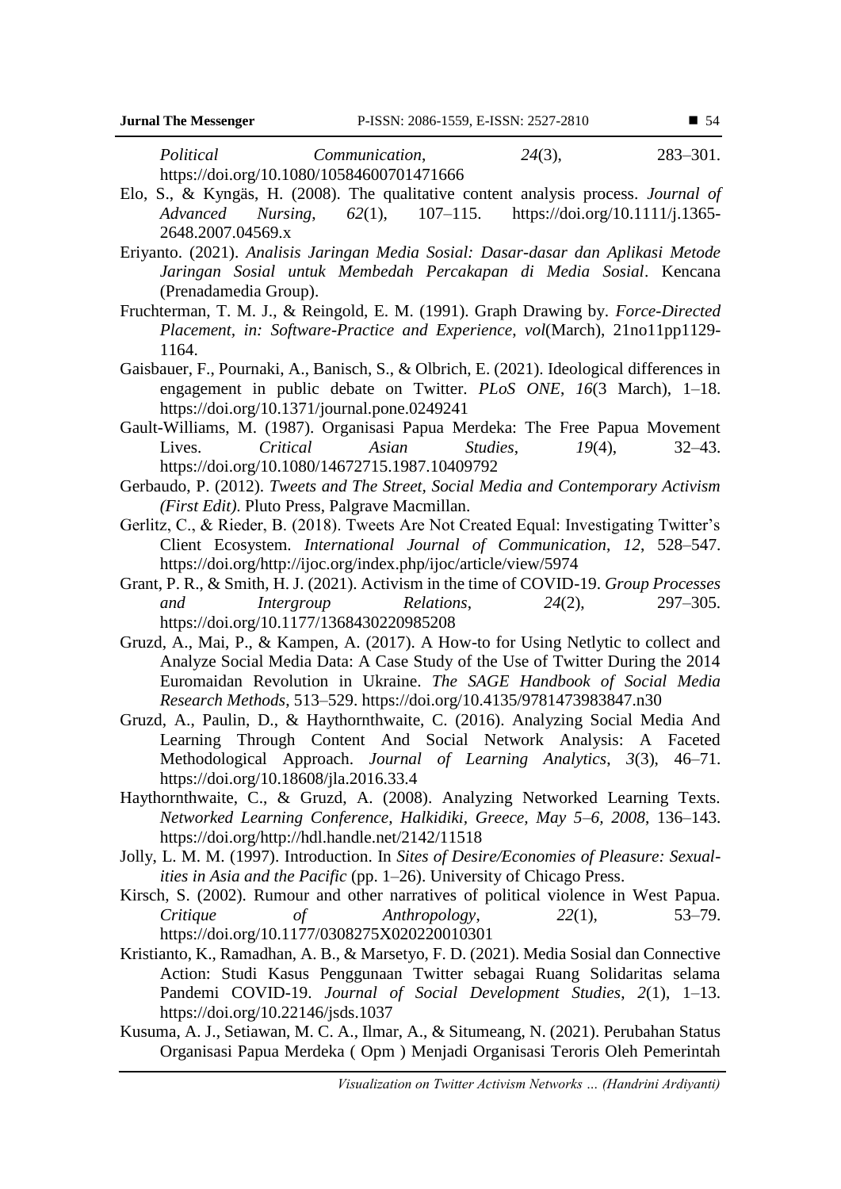*Political Communication*, *24*(3), 283–301. https://doi.org/10.1080/10584600701471666

Elo, S., & Kyngäs, H. (2008). The qualitative content analysis process. *Journal of Advanced Nursing*, *62*(1), 107–115. https://doi.org/10.1111/j.1365-2648.2007.04569.x

Eriyanto. (2021). *Analisis Jaringan Media Sosial: Dasar-dasar dan Aplikasi Metode Jaringan Sosial untuk Membedah Percakapan di Media Sosial*. Kencana (Prenadamedia Group).

Fruchterman, T. M. J., & Reingold, E. M. (1991). Graph Drawing by. *Force-Directed Placement, in: Software-Practice and Experience*, *vol*(March), 21no11pp1129-1164.

Gaisbauer, F., Pournaki, A., Banisch, S., & Olbrich, E. (2021). Ideological differences in engagement in public debate on Twitter. *PLoS ONE*, *16*(3 March), 1–18. https://doi.org/10.1371/journal.pone.0249241

Gault-Williams, M. (1987). Organisasi Papua Merdeka: The Free Papua Movement Lives. *Critical Asian Studies*, *19*(4), 32–43. https://doi.org/10.1080/14672715.1987.10409792

Gerbaudo, P. (2012). *Tweets and The Street, Social Media and Contemporary Activism (First Edit)*. Pluto Press, Palgrave Macmillan.

Gerlitz, C., & Rieder, B. (2018). Tweets Are Not Created Equal: Investigating Twitter's Client Ecosystem. *International Journal of Communication*, *12*, 528–547. https://doi.org/http://ijoc.org/index.php/ijoc/article/view/5974

Grant, P. R., & Smith, H. J. (2021). Activism in the time of COVID-19. *Group Processes and Intergroup Relations*, *24*(2), 297–305. https://doi.org/10.1177/1368430220985208

Gruzd, A., Mai, P., & Kampen, A. (2017). A How-to for Using Netlytic to collect and Analyze Social Media Data: A Case Study of the Use of Twitter During the 2014 Euromaidan Revolution in Ukraine. *The SAGE Handbook of Social Media Research Methods*, 513–529. https://doi.org/10.4135/9781473983847.n30

Gruzd, A., Paulin, D., & Haythornthwaite, C. (2016). Analyzing Social Media And Learning Through Content And Social Network Analysis: A Faceted Methodological Approach. *Journal of Learning Analytics*, *3*(3), 46–71. https://doi.org/10.18608/jla.2016.33.4

Haythornthwaite, C., & Gruzd, A. (2008). Analyzing Networked Learning Texts. *Networked Learning Conference, Halkidiki, Greece, May 5–6, 2008*, 136–143. https://doi.org/http://hdl.handle.net/2142/11518

Jolly, L. M. M. (1997). Introduction. In *Sites of Desire/Economies of Pleasure: Sexualities in Asia and the Pacific* (pp. 1–26). University of Chicago Press.

Kirsch, S. (2002). Rumour and other narratives of political violence in West Papua. *Critique of Anthropology*, *22*(1), 53–79. https://doi.org/10.1177/0308275X020220010301

Kristianto, K., Ramadhan, A. B., & Marsetyo, F. D. (2021). Media Sosial dan Connective Action: Studi Kasus Penggunaan Twitter sebagai Ruang Solidaritas selama Pandemi COVID-19. *Journal of Social Development Studies*, *2*(1), 1–13. https://doi.org/10.22146/jsds.1037

Kusuma, A. J., Setiawan, M. C. A., Ilmar, A., & Situmeang, N. (2021). Perubahan Status Organisasi Papua Merdeka ( Opm ) Menjadi Organisasi Teroris Oleh Pemerintah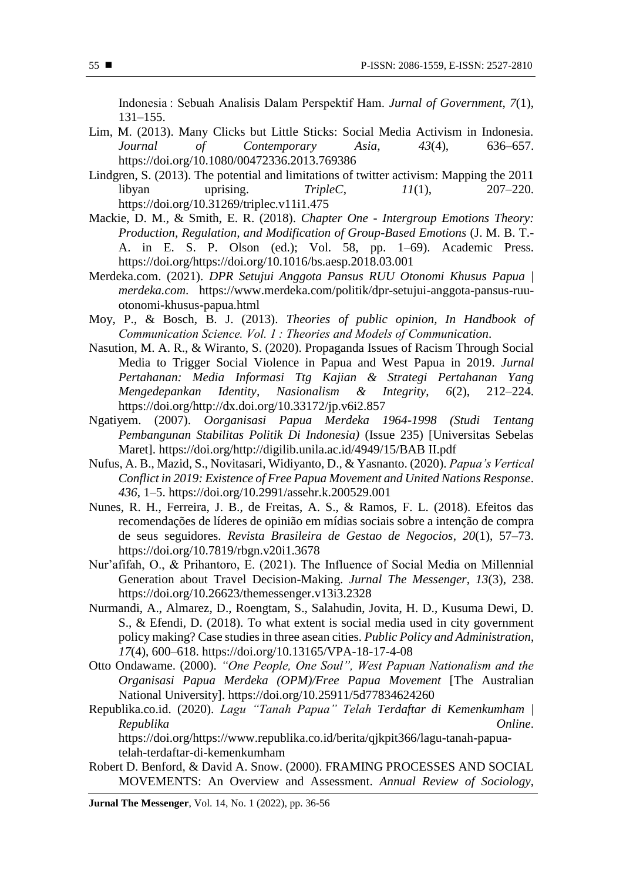Indonesia : Sebuah Analisis Dalam Perspektif Ham. *Jurnal of Government*, *7*(1), 131–155.

Lim, M. (2013). Many Clicks but Little Sticks: Social Media Activism in Indonesia. *Journal of Contemporary Asia*, *43*(4), 636–657. https://doi.org/10.1080/00472336.2013.769386

Lindgren, S. (2013). The potential and limitations of twitter activism: Mapping the 2011 libyan uprising. *TripleC*, *11*(1), 207–220. https://doi.org/10.31269/triplec.v11i1.475

Mackie, D. M., & Smith, E. R. (2018). *Chapter One - Intergroup Emotions Theory: Production, Regulation, and Modification of Group-Based Emotions* (J. M. B. T.-A. in E. S. P. Olson (ed.); Vol. 58, pp. 1–69). Academic Press. https://doi.org/https://doi.org/10.1016/bs.aesp.2018.03.001

Merdeka.com. (2021). *DPR Setujui Anggota Pansus RUU Otonomi Khusus Papua | merdeka.com*. https://www.merdeka.com/politik/dpr-setujui-anggota-pansus-ruu-otonomi-khusus-papua.html

Moy, P., & Bosch, B. J. (2013). *Theories of public opinion, In Handbook of Communication Science. Vol. 1 : Theories and Models of Communication*.

Nasution, M. A. R., & Wiranto, S. (2020). Propaganda Issues of Racism Through Social Media to Trigger Social Violence in Papua and West Papua in 2019. *Jurnal Pertahanan: Media Informasi Ttg Kajian & Strategi Pertahanan Yang Mengedepankan Identity, Nasionalism & Integrity*, *6*(2), 212–224. https://doi.org/http://dx.doi.org/10.33172/jp.v6i2.857

Ngatiyem. (2007). *Oorganisasi Papua Merdeka 1964-1998 (Studi Tentang Pembangunan Stabilitas Politik Di Indonesia)* (Issue 235) [Universitas Sebelas Maret]. https://doi.org/http://digilib.unila.ac.id/4949/15/BAB II.pdf

Nufus, A. B., Mazid, S., Novitasari, Widiyanto, D., & Yasnanto. (2020). *Papua's Vertical Conflict in 2019: Existence of Free Papua Movement and United Nations Response*. *436*, 1–5. https://doi.org/10.2991/assehr.k.200529.001

Nunes, R. H., Ferreira, J. B., de Freitas, A. S., & Ramos, F. L. (2018). Efeitos das recomendações de líderes de opinião em mídias sociais sobre a intenção de compra de seus seguidores. *Revista Brasileira de Gestao de Negocios*, *20*(1), 57–73. https://doi.org/10.7819/rbgn.v20i1.3678

Nur'afifah, O., & Prihantoro, E. (2021). The Influence of Social Media on Millennial Generation about Travel Decision-Making. *Jurnal The Messenger*, *13*(3), 238. https://doi.org/10.26623/themessenger.v13i3.2328

Nurmandi, A., Almarez, D., Roengtam, S., Salahudin, Jovita, H. D., Kusuma Dewi, D. S., & Efendi, D. (2018). To what extent is social media used in city government policy making? Case studies in three asean cities. *Public Policy and Administration*, *17*(4), 600–618. https://doi.org/10.13165/VPA-18-17-4-08

Otto Ondawame. (2000). *"One People, One Soul", West Papuan Nationalism and the Organisasi Papua Merdeka (OPM)/Free Papua Movement* [The Australian National University]. https://doi.org/10.25911/5d77834624260

Republika.co.id. (2020). *Lagu "Tanah Papua" Telah Terdaftar di Kemenkumham | Republika Online*. https://doi.org/https://www.republika.co.id/berita/qjkpit366/lagu-tanah-papua-telah-terdaftar-di-kemenkumham

Robert D. Benford, & David A. Snow. (2000). FRAMING PROCESSES AND SOCIAL MOVEMENTS: An Overview and Assessment. *Annual Review of Sociology*,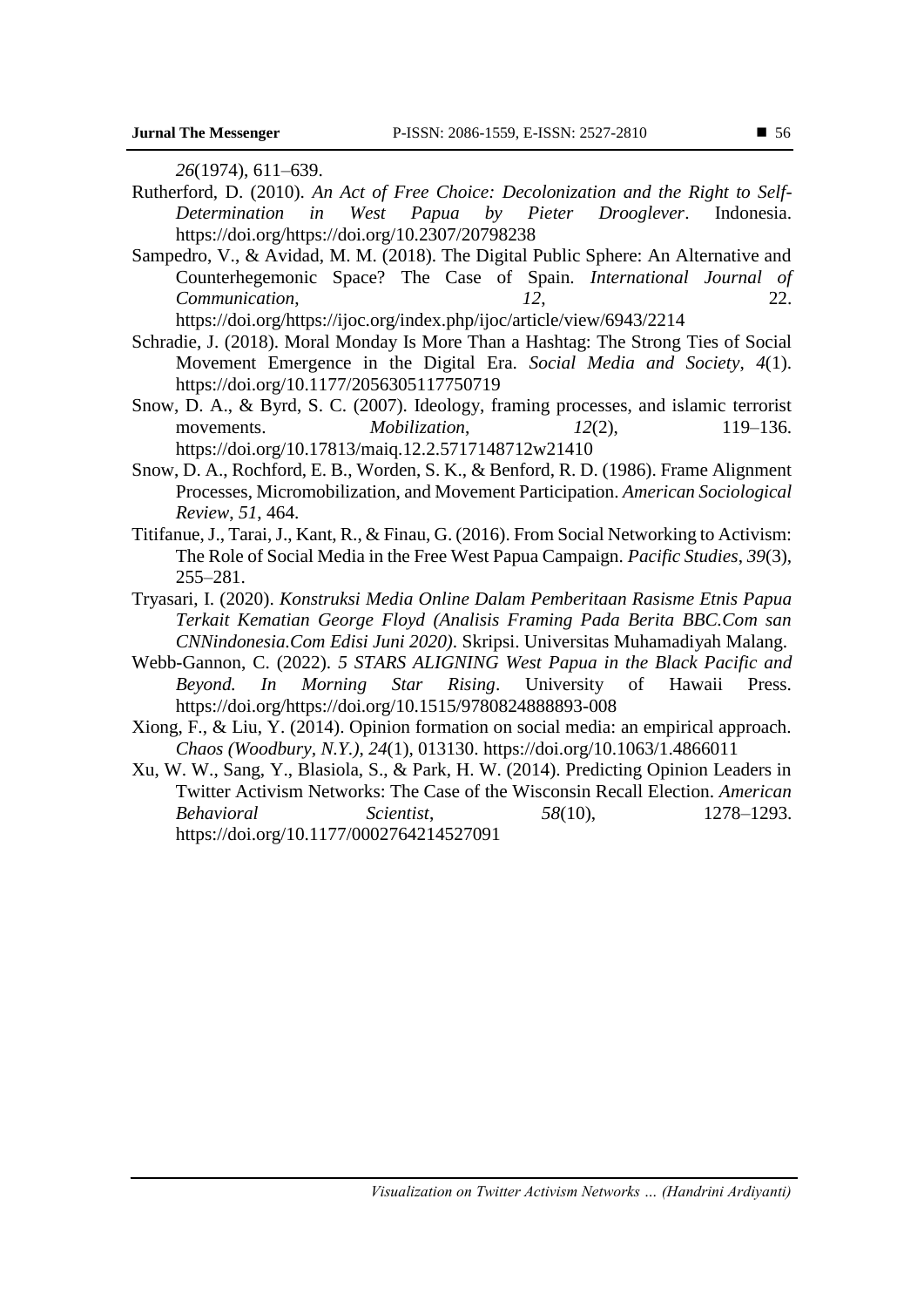*26*(1974), 611–639.

Rutherford, D. (2010). *An Act of Free Choice: Decolonization and the Right to Self-Determination in West Papua by Pieter Drooglever*. Indonesia. https://doi.org/https://doi.org/10.2307/20798238

Sampedro, V., & Avidad, M. M. (2018). The Digital Public Sphere: An Alternative and Counterhegemonic Space? The Case of Spain. *International Journal of Communication*, *12*, 22. https://doi.org/https://ijoc.org/index.php/ijoc/article/view/6943/2214

Schradie, J. (2018). Moral Monday Is More Than a Hashtag: The Strong Ties of Social Movement Emergence in the Digital Era. *Social Media and Society*, *4*(1). https://doi.org/10.1177/2056305117750719

Snow, D. A., & Byrd, S. C. (2007). Ideology, framing processes, and islamic terrorist movements. *Mobilization*, *12*(2), 119–136. https://doi.org/10.17813/maiq.12.2.5717148712w21410

Snow, D. A., Rochford, E. B., Worden, S. K., & Benford, R. D. (1986). Frame Alignment Processes, Micromobilization, and Movement Participation. *American Sociological Review*, *51*, 464.

Titifanue, J., Tarai, J., Kant, R., & Finau, G. (2016). From Social Networking to Activism: The Role of Social Media in the Free West Papua Campaign. *Pacific Studies*, *39*(3), 255–281.

Tryasari, I. (2020). *Konstruksi Media Online Dalam Pemberitaan Rasisme Etnis Papua Terkait Kematian George Floyd (Analisis Framing Pada Berita BBC.Com san CNNindonesia.Com Edisi Juni 2020)*. Skripsi. Universitas Muhamadiyah Malang.

Webb-Gannon, C. (2022). *5 STARS ALIGNING West Papua in the Black Pacific and Beyond. In Morning Star Rising*. University of Hawaii Press. https://doi.org/https://doi.org/10.1515/9780824888893-008

Xiong, F., & Liu, Y. (2014). Opinion formation on social media: an empirical approach. *Chaos (Woodbury, N.Y.)*, *24*(1), 013130. https://doi.org/10.1063/1.4866011

Xu, W. W., Sang, Y., Blasiola, S., & Park, H. W. (2014). Predicting Opinion Leaders in Twitter Activism Networks: The Case of the Wisconsin Recall Election. *American Behavioral Scientist*, *58*(10), 1278–1293. https://doi.org/10.1177/0002764214527091